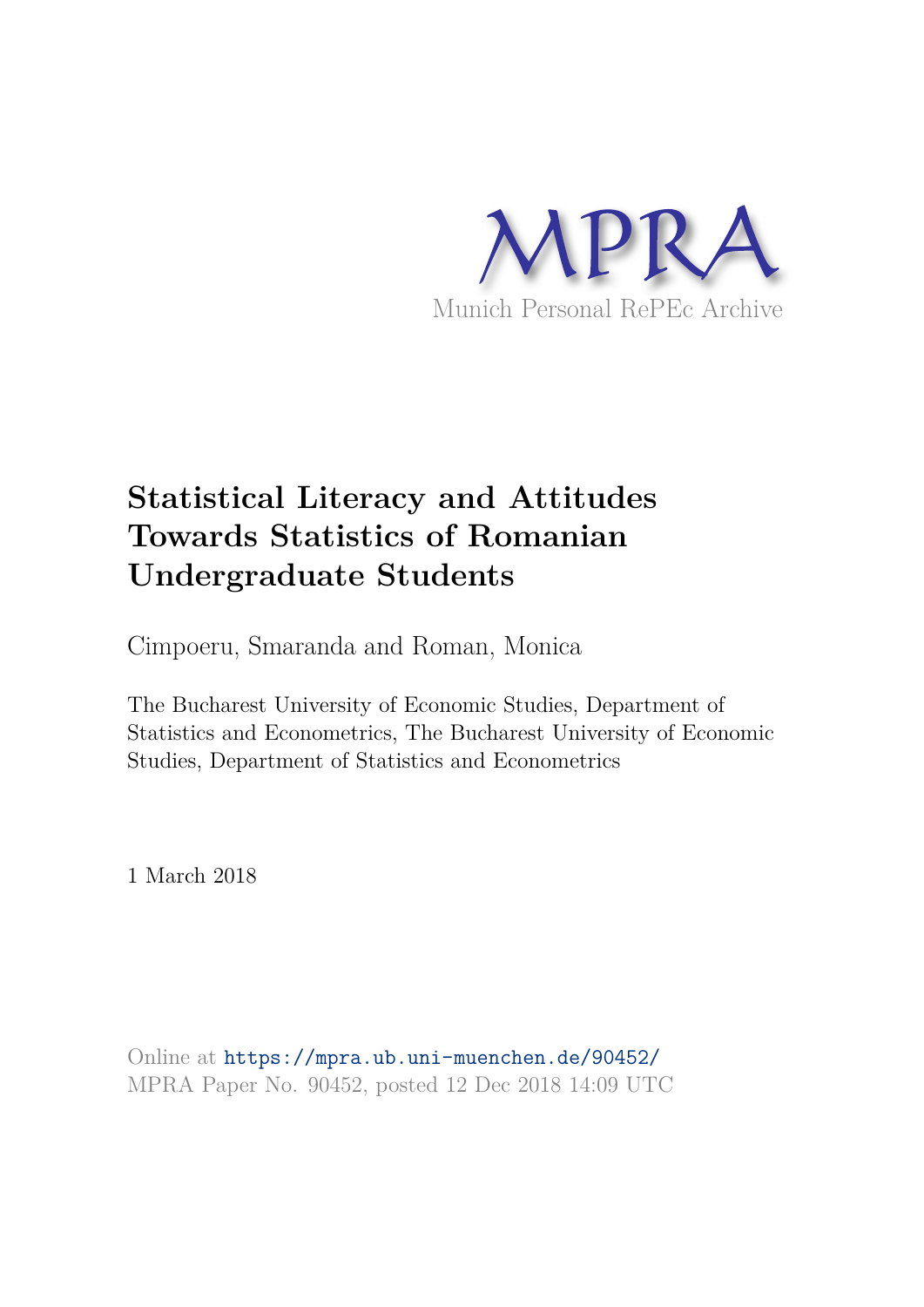MPRA

Munich Personal RePEc Archive

# Statistical Literacy and Attitudes Towards Statistics of Romanian Undergraduate Students

Cimpoeru, Smaranda and Roman, Monica

The Bucharest University of Economic Studies, Department of Statistics and Econometrics, The Bucharest University of Economic Studies, Department of Statistics and Econometrics

1 March 2018

Online at https://mpra.ub.uni-muenchen.de/90452/
MPRA Paper No. 90452, posted 12 Dec 2018 14:09 UTC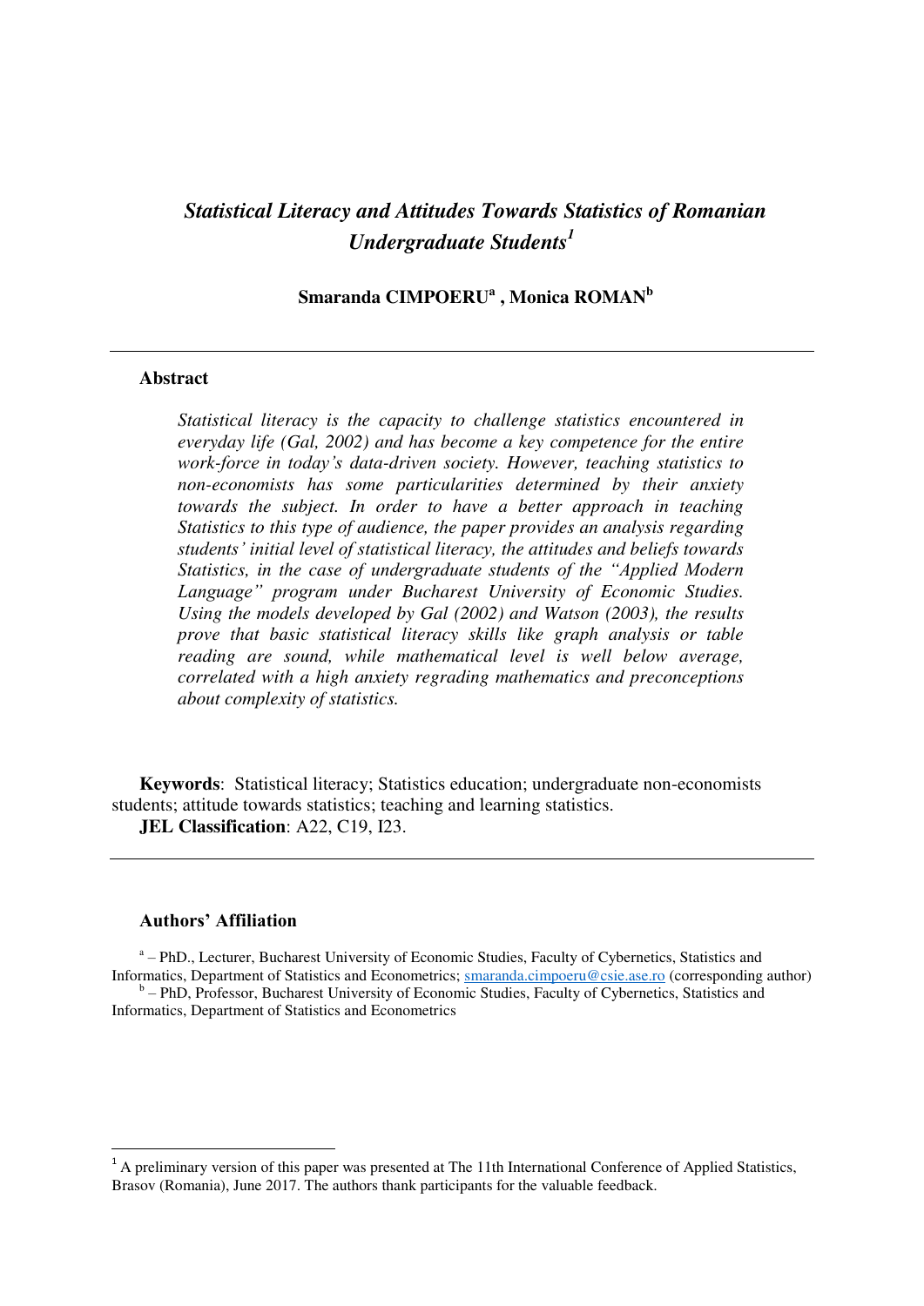# *Statistical Literacy and Attitudes Towards Statistics of Romanian Undergraduate Students*[1]

**Smaranda CIMPOERU**[a] **, Monica ROMAN**[b]

---

## Abstract

*Statistical literacy is the capacity to challenge statistics encountered in everyday life (Gal, 2002) and has become a key competence for the entire work-force in today's data-driven society. However, teaching statistics to non-economists has some particularities determined by their anxiety towards the subject. In order to have a better approach in teaching Statistics to this type of audience, the paper provides an analysis regarding students' initial level of statistical literacy, the attitudes and beliefs towards Statistics, in the case of undergraduate students of the "Applied Modern Language" program under Bucharest University of Economic Studies. Using the models developed by Gal (2002) and Watson (2003), the results prove that basic statistical literacy skills like graph analysis or table reading are sound, while mathematical level is well below average, correlated with a high anxiety regrading mathematics and preconceptions about complexity of statistics.*

**Keywords**: Statistical literacy; Statistics education; undergraduate non-economists students; attitude towards statistics; teaching and learning statistics.

**JEL Classification**: A22, C19, I23.

---

### Authors' Affiliation

[a] – PhD., Lecturer, Bucharest University of Economic Studies, Faculty of Cybernetics, Statistics and Informatics, Department of Statistics and Econometrics; smaranda.cimpoeru@csie.ase.ro (corresponding author)

[b] – PhD, Professor, Bucharest University of Economic Studies, Faculty of Cybernetics, Statistics and Informatics, Department of Statistics and Econometrics

---

[1] A preliminary version of this paper was presented at The 11th International Conference of Applied Statistics, Brasov (Romania), June 2017. The authors thank participants for the valuable feedback.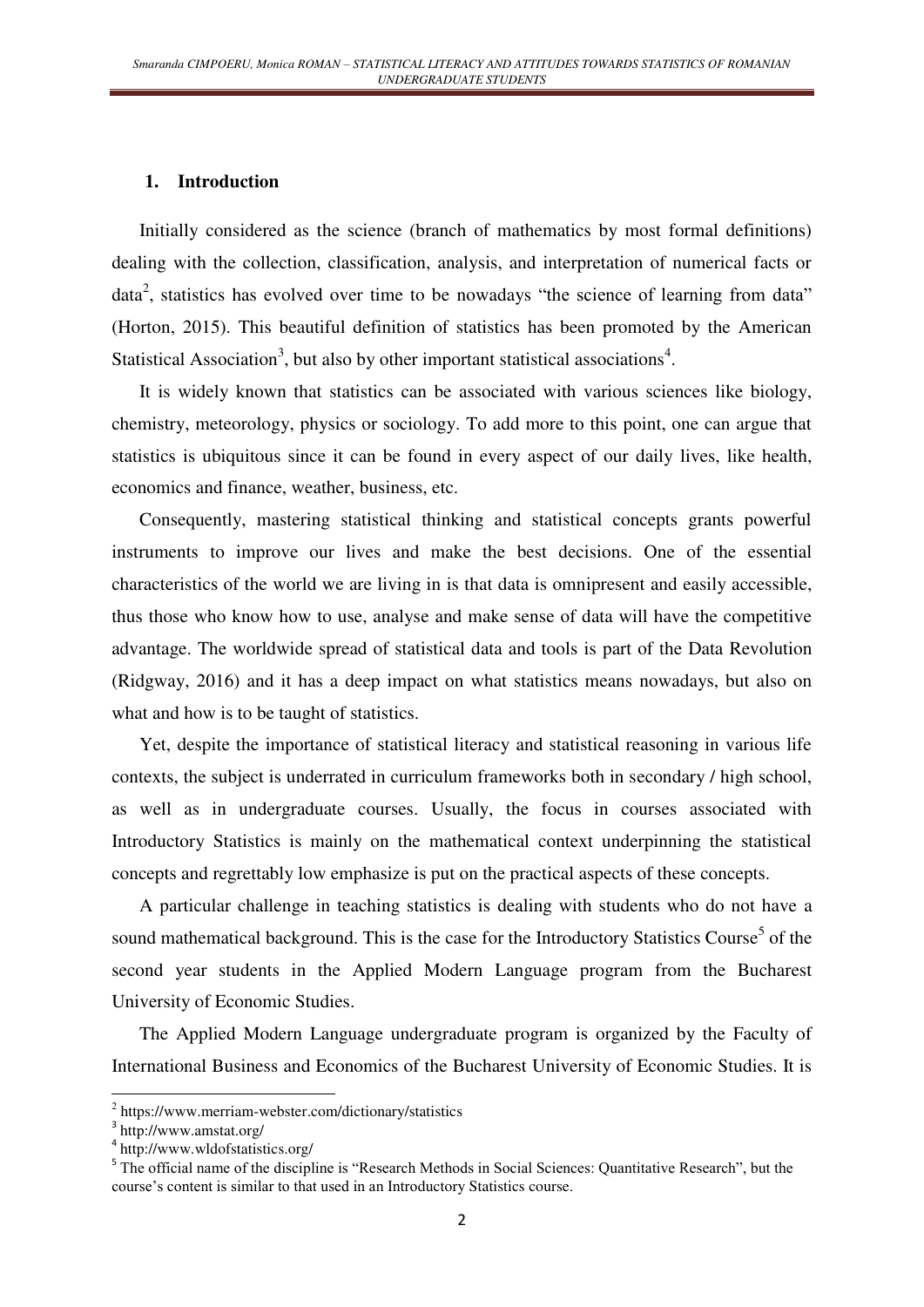## 1. Introduction

Initially considered as the science (branch of mathematics by most formal definitions) dealing with the collection, classification, analysis, and interpretation of numerical facts or data[2], statistics has evolved over time to be nowadays "the science of learning from data" (Horton, 2015). This beautiful definition of statistics has been promoted by the American Statistical Association[3], but also by other important statistical associations[4].

It is widely known that statistics can be associated with various sciences like biology, chemistry, meteorology, physics or sociology. To add more to this point, one can argue that statistics is ubiquitous since it can be found in every aspect of our daily lives, like health, economics and finance, weather, business, etc.

Consequently, mastering statistical thinking and statistical concepts grants powerful instruments to improve our lives and make the best decisions. One of the essential characteristics of the world we are living in is that data is omnipresent and easily accessible, thus those who know how to use, analyse and make sense of data will have the competitive advantage. The worldwide spread of statistical data and tools is part of the Data Revolution (Ridgway, 2016) and it has a deep impact on what statistics means nowadays, but also on what and how is to be taught of statistics.

Yet, despite the importance of statistical literacy and statistical reasoning in various life contexts, the subject is underrated in curriculum frameworks both in secondary / high school, as well as in undergraduate courses. Usually, the focus in courses associated with Introductory Statistics is mainly on the mathematical context underpinning the statistical concepts and regrettably low emphasize is put on the practical aspects of these concepts.

A particular challenge in teaching statistics is dealing with students who do not have a sound mathematical background. This is the case for the Introductory Statistics Course[5] of the second year students in the Applied Modern Language program from the Bucharest University of Economic Studies.

The Applied Modern Language undergraduate program is organized by the Faculty of International Business and Economics of the Bucharest University of Economic Studies. It is

---

[2] https://www.merriam-webster.com/dictionary/statistics

[3] http://www.amstat.org/

[4] http://www.wldofstatistics.org/

[5] The official name of the discipline is "Research Methods in Social Sciences: Quantitative Research", but the course's content is similar to that used in an Introductory Statistics course.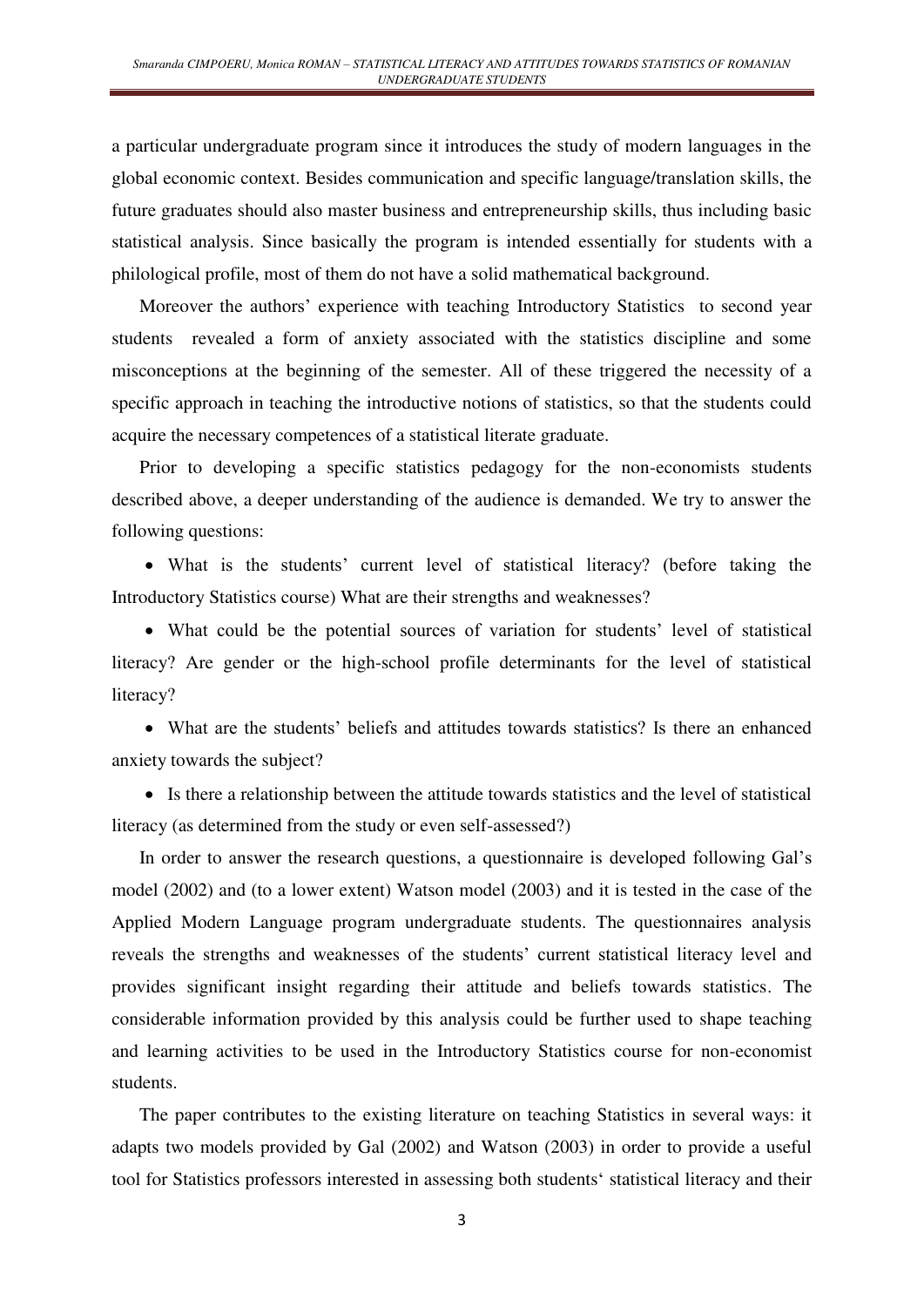a particular undergraduate program since it introduces the study of modern languages in the global economic context. Besides communication and specific language/translation skills, the future graduates should also master business and entrepreneurship skills, thus including basic statistical analysis. Since basically the program is intended essentially for students with a philological profile, most of them do not have a solid mathematical background.

Moreover the authors' experience with teaching Introductory Statistics to second year students revealed a form of anxiety associated with the statistics discipline and some misconceptions at the beginning of the semester. All of these triggered the necessity of a specific approach in teaching the introductive notions of statistics, so that the students could acquire the necessary competences of a statistical literate graduate.

Prior to developing a specific statistics pedagogy for the non-economists students described above, a deeper understanding of the audience is demanded. We try to answer the following questions:

- What is the students' current level of statistical literacy? (before taking the Introductory Statistics course) What are their strengths and weaknesses?
- What could be the potential sources of variation for students' level of statistical literacy? Are gender or the high-school profile determinants for the level of statistical literacy?
- What are the students' beliefs and attitudes towards statistics? Is there an enhanced anxiety towards the subject?
- Is there a relationship between the attitude towards statistics and the level of statistical literacy (as determined from the study or even self-assessed?)

In order to answer the research questions, a questionnaire is developed following Gal's model (2002) and (to a lower extent) Watson model (2003) and it is tested in the case of the Applied Modern Language program undergraduate students. The questionnaires analysis reveals the strengths and weaknesses of the students' current statistical literacy level and provides significant insight regarding their attitude and beliefs towards statistics. The considerable information provided by this analysis could be further used to shape teaching and learning activities to be used in the Introductory Statistics course for non-economist students.

The paper contributes to the existing literature on teaching Statistics in several ways: it adapts two models provided by Gal (2002) and Watson (2003) in order to provide a useful tool for Statistics professors interested in assessing both students' statistical literacy and their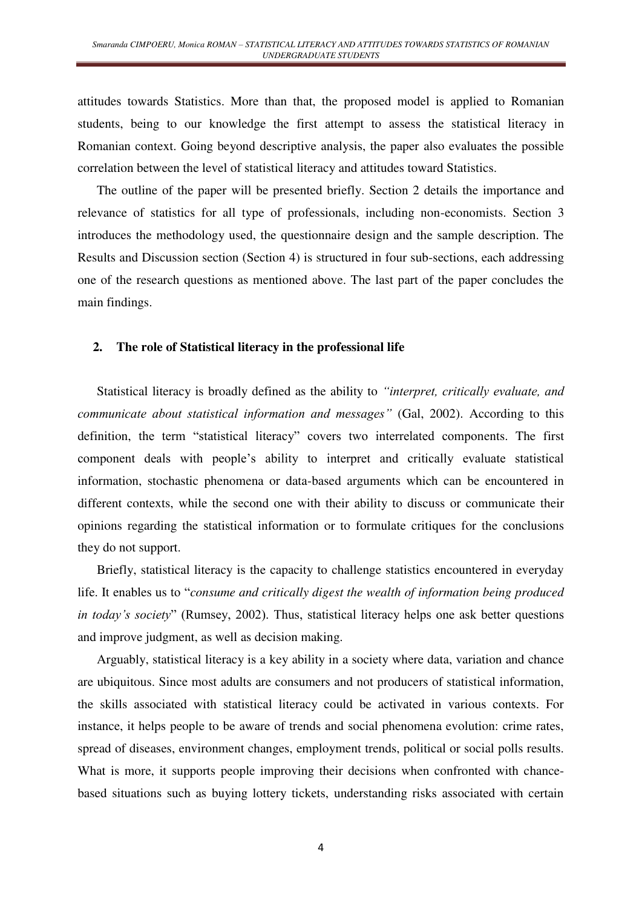attitudes towards Statistics. More than that, the proposed model is applied to Romanian students, being to our knowledge the first attempt to assess the statistical literacy in Romanian context. Going beyond descriptive analysis, the paper also evaluates the possible correlation between the level of statistical literacy and attitudes toward Statistics.

The outline of the paper will be presented briefly. Section 2 details the importance and relevance of statistics for all type of professionals, including non-economists. Section 3 introduces the methodology used, the questionnaire design and the sample description. The Results and Discussion section (Section 4) is structured in four sub-sections, each addressing one of the research questions as mentioned above. The last part of the paper concludes the main findings.

## 2. The role of Statistical literacy in the professional life

Statistical literacy is broadly defined as the ability to *"interpret, critically evaluate, and communicate about statistical information and messages"* (Gal, 2002). According to this definition, the term "statistical literacy" covers two interrelated components. The first component deals with people's ability to interpret and critically evaluate statistical information, stochastic phenomena or data-based arguments which can be encountered in different contexts, while the second one with their ability to discuss or communicate their opinions regarding the statistical information or to formulate critiques for the conclusions they do not support.

Briefly, statistical literacy is the capacity to challenge statistics encountered in everyday life. It enables us to "*consume and critically digest the wealth of information being produced in today's society*" (Rumsey, 2002). Thus, statistical literacy helps one ask better questions and improve judgment, as well as decision making.

Arguably, statistical literacy is a key ability in a society where data, variation and chance are ubiquitous. Since most adults are consumers and not producers of statistical information, the skills associated with statistical literacy could be activated in various contexts. For instance, it helps people to be aware of trends and social phenomena evolution: crime rates, spread of diseases, environment changes, employment trends, political or social polls results. What is more, it supports people improving their decisions when confronted with chance-based situations such as buying lottery tickets, understanding risks associated with certain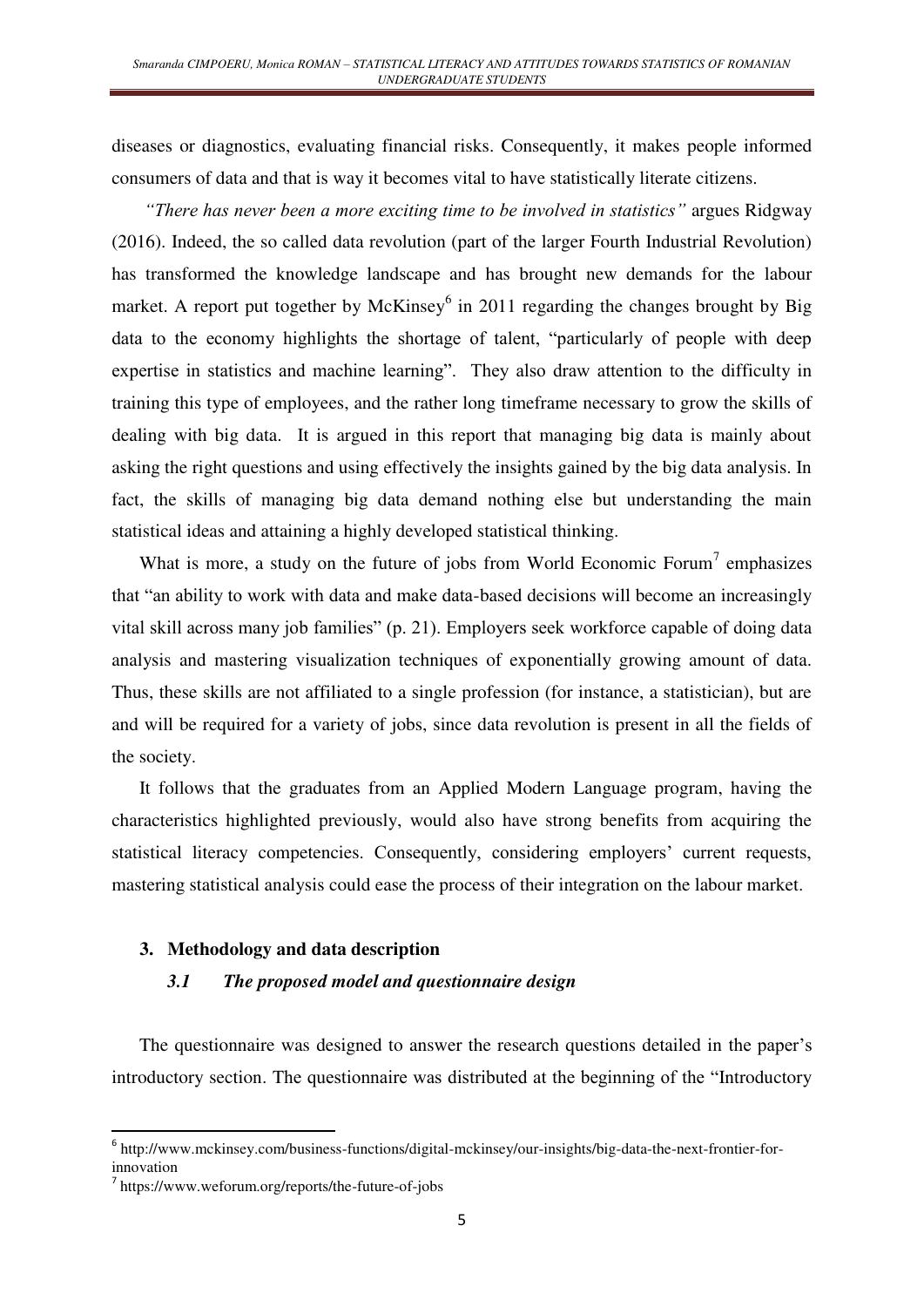diseases or diagnostics, evaluating financial risks. Consequently, it makes people informed consumers of data and that is way it becomes vital to have statistically literate citizens.

*"There has never been a more exciting time to be involved in statistics"* argues Ridgway (2016). Indeed, the so called data revolution (part of the larger Fourth Industrial Revolution) has transformed the knowledge landscape and has brought new demands for the labour market. A report put together by McKinsey[6] in 2011 regarding the changes brought by Big data to the economy highlights the shortage of talent, "particularly of people with deep expertise in statistics and machine learning". They also draw attention to the difficulty in training this type of employees, and the rather long timeframe necessary to grow the skills of dealing with big data. It is argued in this report that managing big data is mainly about asking the right questions and using effectively the insights gained by the big data analysis. In fact, the skills of managing big data demand nothing else but understanding the main statistical ideas and attaining a highly developed statistical thinking.

What is more, a study on the future of jobs from World Economic Forum[7] emphasizes that "an ability to work with data and make data-based decisions will become an increasingly vital skill across many job families" (p. 21). Employers seek workforce capable of doing data analysis and mastering visualization techniques of exponentially growing amount of data. Thus, these skills are not affiliated to a single profession (for instance, a statistician), but are and will be required for a variety of jobs, since data revolution is present in all the fields of the society.

It follows that the graduates from an Applied Modern Language program, having the characteristics highlighted previously, would also have strong benefits from acquiring the statistical literacy competencies. Consequently, considering employers' current requests, mastering statistical analysis could ease the process of their integration on the labour market.

## 3. Methodology and data description

### *3.1 The proposed model and questionnaire design*

The questionnaire was designed to answer the research questions detailed in the paper's introductory section. The questionnaire was distributed at the beginning of the "Introductory

---

[6] http://www.mckinsey.com/business-functions/digital-mckinsey/our-insights/big-data-the-next-frontier-for-innovation

[7] https://www.weforum.org/reports/the-future-of-jobs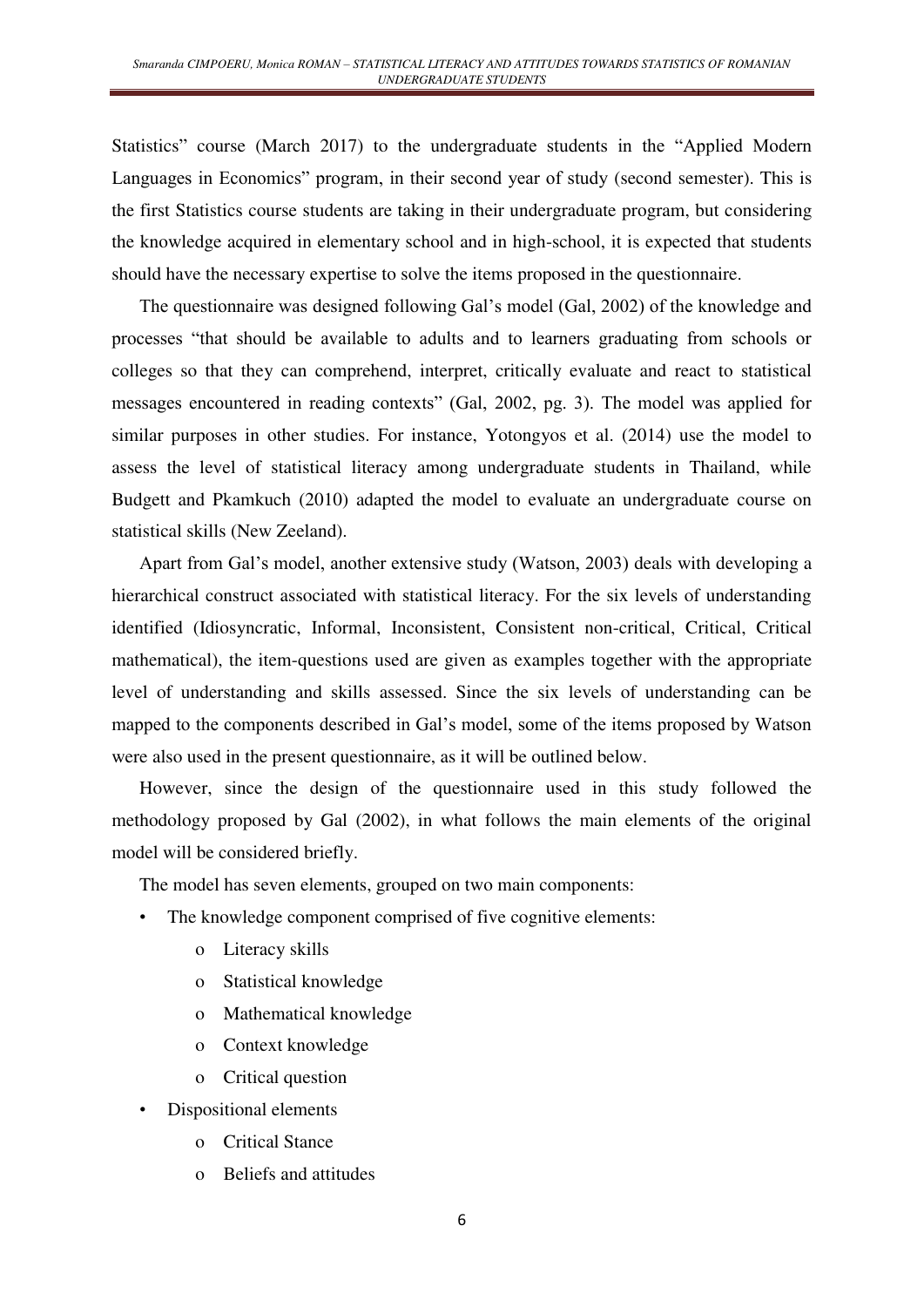Statistics" course (March 2017) to the undergraduate students in the "Applied Modern Languages in Economics" program, in their second year of study (second semester). This is the first Statistics course students are taking in their undergraduate program, but considering the knowledge acquired in elementary school and in high-school, it is expected that students should have the necessary expertise to solve the items proposed in the questionnaire.

The questionnaire was designed following Gal's model (Gal, 2002) of the knowledge and processes "that should be available to adults and to learners graduating from schools or colleges so that they can comprehend, interpret, critically evaluate and react to statistical messages encountered in reading contexts" (Gal, 2002, pg. 3). The model was applied for similar purposes in other studies. For instance, Yotongyos et al. (2014) use the model to assess the level of statistical literacy among undergraduate students in Thailand, while Budgett and Pkamkuch (2010) adapted the model to evaluate an undergraduate course on statistical skills (New Zeeland).

Apart from Gal's model, another extensive study (Watson, 2003) deals with developing a hierarchical construct associated with statistical literacy. For the six levels of understanding identified (Idiosyncratic, Informal, Inconsistent, Consistent non-critical, Critical, Critical mathematical), the item-questions used are given as examples together with the appropriate level of understanding and skills assessed. Since the six levels of understanding can be mapped to the components described in Gal's model, some of the items proposed by Watson were also used in the present questionnaire, as it will be outlined below.

However, since the design of the questionnaire used in this study followed the methodology proposed by Gal (2002), in what follows the main elements of the original model will be considered briefly.

The model has seven elements, grouped on two main components:

- The knowledge component comprised of five cognitive elements:
    - Literacy skills
    - Statistical knowledge
    - Mathematical knowledge
    - Context knowledge
    - Critical question
- Dispositional elements
    - Critical Stance
    - Beliefs and attitudes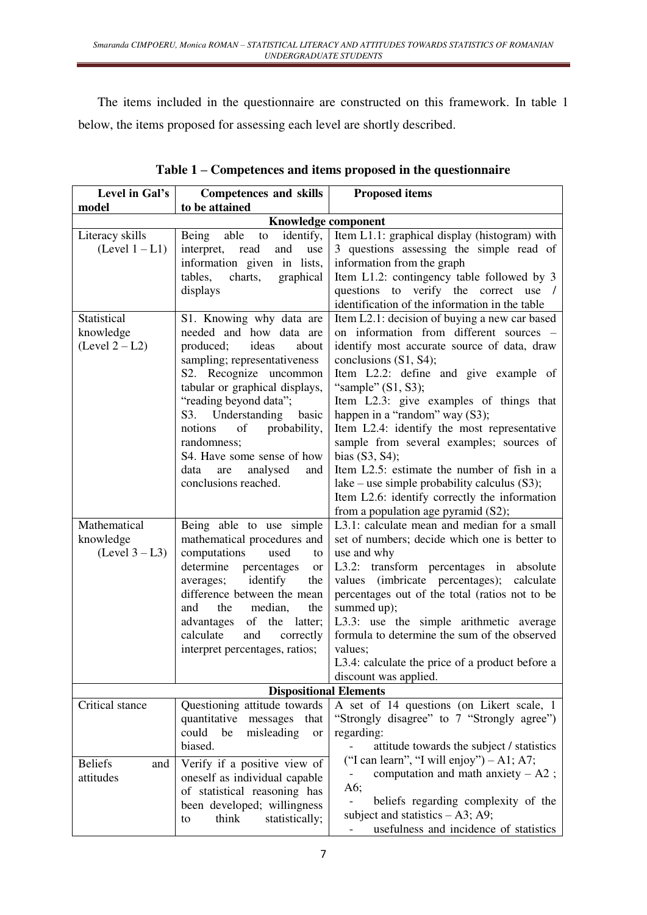The items included in the questionnaire are constructed on this framework. In table 1 below, the items proposed for assessing each level are shortly described.

**Table 1 – Competences and items proposed in the questionnaire**

| Level in Gal's model | Competences and skills to be attained | Proposed items |
|---|---|---|
| **Knowledge component** | | |
| Literacy skills (Level 1 – L1) | Being able to identify, interpret, read and use information given in lists, tables, charts, graphical displays | Item L1.1: graphical display (histogram) with 3 questions assessing the simple read of information from the graph<br>Item L1.2: contingency table followed by 3 questions to verify the correct use / identification of the information in the table |
| Statistical knowledge (Level 2 – L2) | S1. Knowing why data are needed and how data are produced; ideas about sampling; representativeness<br>S2. Recognize uncommon tabular or graphical displays, "reading beyond data";<br>S3. Understanding basic notions of probability, randomness;<br>S4. Have some sense of how data are analysed and conclusions reached. | Item L2.1: decision of buying a new car based on information from different sources – identify most accurate source of data, draw conclusions (S1, S4);<br>Item L2.2: define and give example of "sample" (S1, S3);<br>Item L2.3: give examples of things that happen in a "random" way (S3);<br>Item L2.4: identify the most representative sample from several examples; sources of bias (S3, S4);<br>Item L2.5: estimate the number of fish in a lake – use simple probability calculus (S3);<br>Item L2.6: identify correctly the information from a population age pyramid (S2); |
| Mathematical knowledge (Level 3 – L3) | Being able to use simple mathematical procedures and computations used to determine percentages or averages; identify the difference between the mean and the median, the advantages of the latter; calculate and correctly interpret percentages, ratios; | L3.1: calculate mean and median for a small set of numbers; decide which one is better to use and why<br>L3.2: transform percentages in absolute values (imbricate percentages); calculate percentages out of the total (ratios not to be summed up);<br>L3.3: use the simple arithmetic average formula to determine the sum of the observed values;<br>L3.4: calculate the price of a product before a discount was applied. |
| **Dispositional Elements** | | |
| Critical stance | Questioning attitude towards quantitative messages that could be misleading or biased. | A set of 14 questions (on Likert scale, 1 "Strongly disagree" to 7 "Strongly agree") regarding:<br>- attitude towards the subject / statistics ("I can learn", "I will enjoy") – A1; A7;<br>- computation and math anxiety – A2 ; A6;<br>- beliefs regarding complexity of the subject and statistics – A3; A9;<br>- usefulness and incidence of statistics |
| Beliefs and attitudes | Verify if a positive view of oneself as individual capable of statistical reasoning has been developed; willingness to think statistically; | |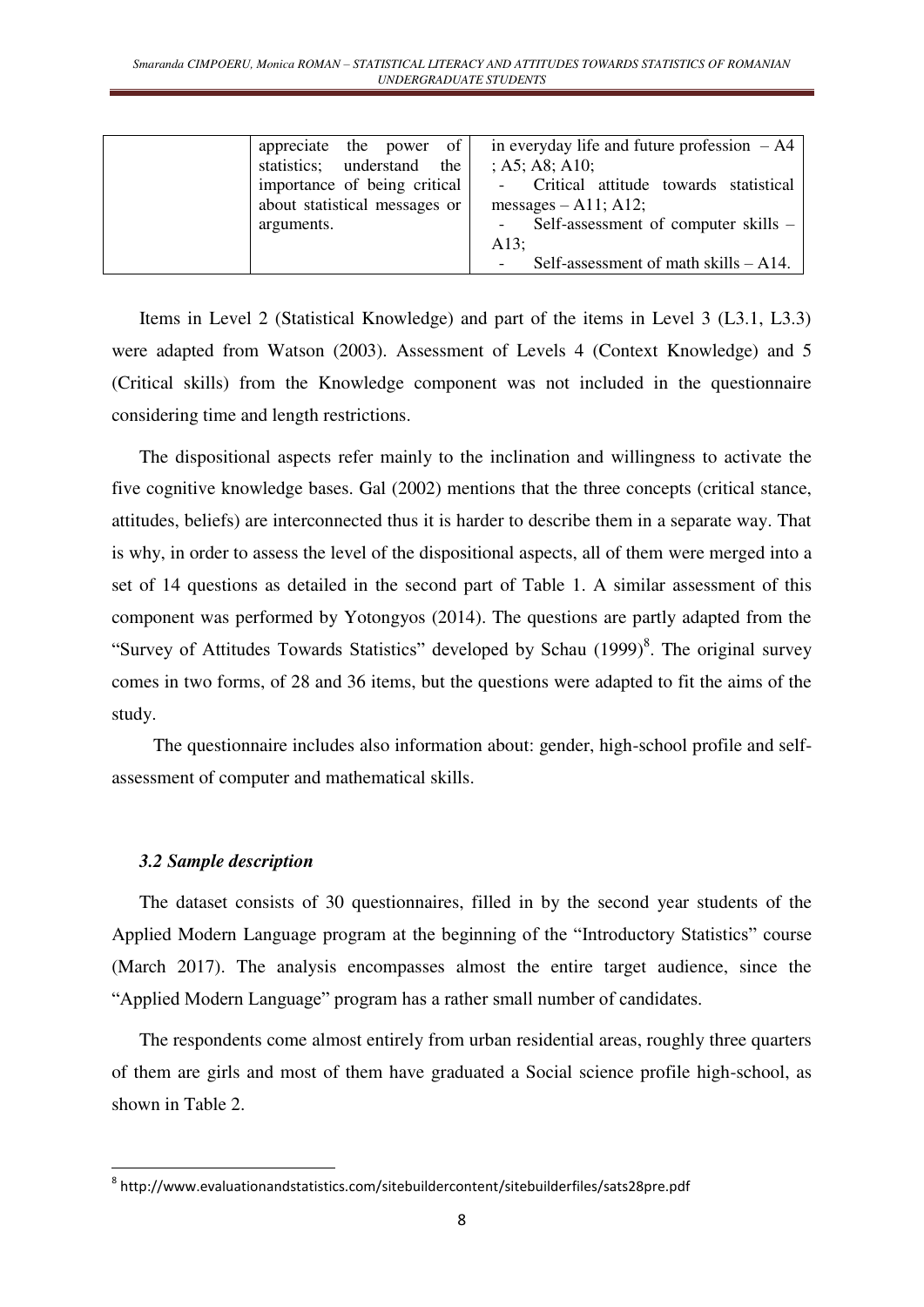| | | |
|---|---|---|
| | appreciate the power of statistics; understand the importance of being critical about statistical messages or arguments. | in everyday life and future profession – A4 ; A5; A8; A10;<br>- Critical attitude towards statistical messages – A11; A12;<br>- Self-assessment of computer skills – A13;<br>- Self-assessment of math skills – A14. |

Items in Level 2 (Statistical Knowledge) and part of the items in Level 3 (L3.1, L3.3) were adapted from Watson (2003). Assessment of Levels 4 (Context Knowledge) and 5 (Critical skills) from the Knowledge component was not included in the questionnaire considering time and length restrictions.

The dispositional aspects refer mainly to the inclination and willingness to activate the five cognitive knowledge bases. Gal (2002) mentions that the three concepts (critical stance, attitudes, beliefs) are interconnected thus it is harder to describe them in a separate way. That is why, in order to assess the level of the dispositional aspects, all of them were merged into a set of 14 questions as detailed in the second part of Table 1. A similar assessment of this component was performed by Yotongyos (2014). The questions are partly adapted from the "Survey of Attitudes Towards Statistics" developed by Schau (1999)[8]. The original survey comes in two forms, of 28 and 36 items, but the questions were adapted to fit the aims of the study.

The questionnaire includes also information about: gender, high-school profile and self-assessment of computer and mathematical skills.

### *3.2 Sample description*

The dataset consists of 30 questionnaires, filled in by the second year students of the Applied Modern Language program at the beginning of the "Introductory Statistics" course (March 2017). The analysis encompasses almost the entire target audience, since the "Applied Modern Language" program has a rather small number of candidates.

The respondents come almost entirely from urban residential areas, roughly three quarters of them are girls and most of them have graduated a Social science profile high-school, as shown in Table 2.

[8] http://www.evaluationandstatistics.com/sitebuildercontent/sitebuilderfiles/sats28pre.pdf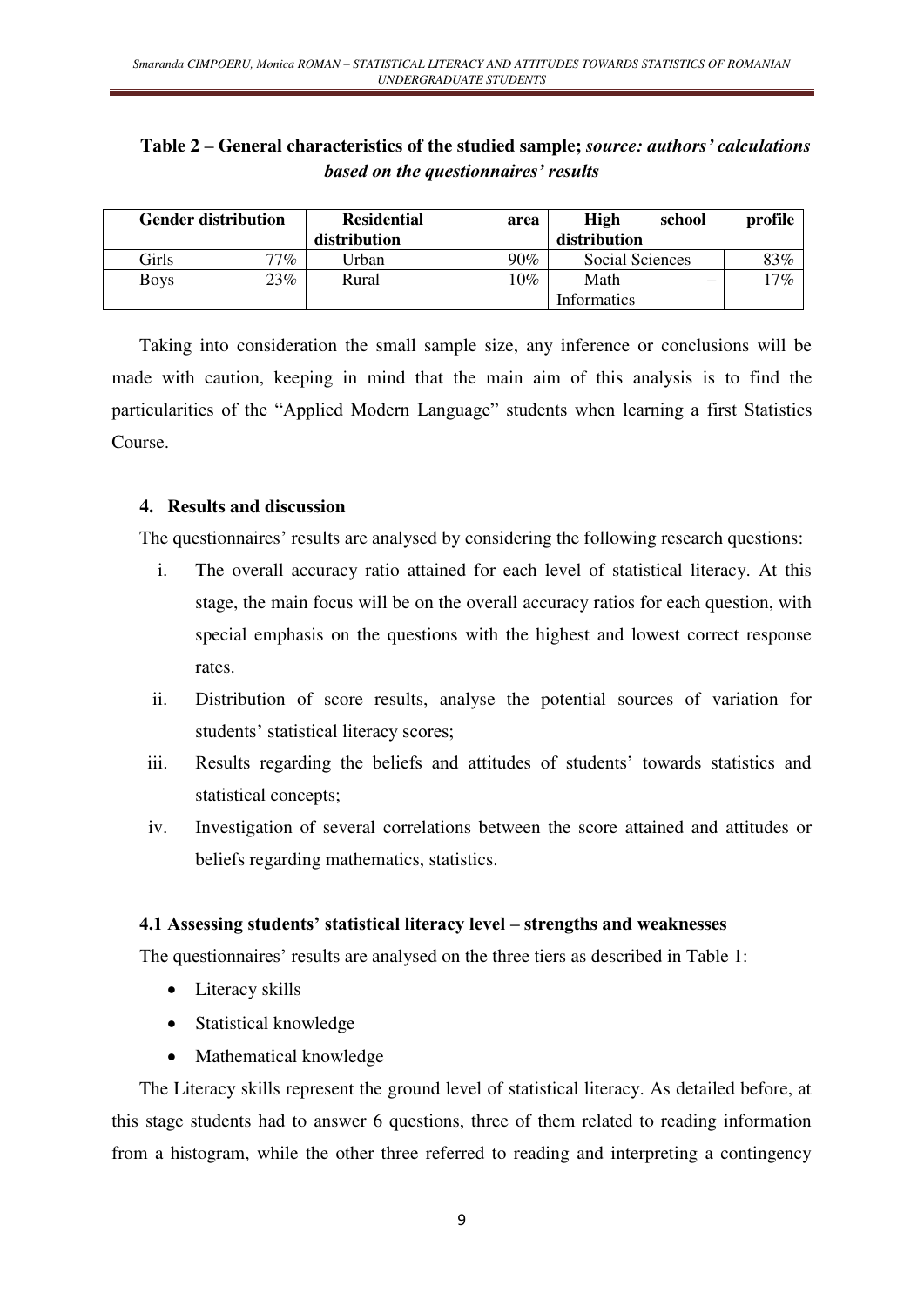**Table 2 – General characteristics of the studied sample;** ***source: authors' calculations based on the questionnaires' results***

| Gender distribution | | Residential area distribution | | High school profile distribution | |
|---|---|---|---|---|---|
| Girls | 77% | Urban | 90% | Social Sciences | 83% |
| Boys | 23% | Rural | 10% | Math – Informatics | 17% |

Taking into consideration the small sample size, any inference or conclusions will be made with caution, keeping in mind that the main aim of this analysis is to find the particularities of the "Applied Modern Language" students when learning a first Statistics Course.

### 4. Results and discussion

The questionnaires' results are analysed by considering the following research questions:

i. The overall accuracy ratio attained for each level of statistical literacy. At this stage, the main focus will be on the overall accuracy ratios for each question, with special emphasis on the questions with the highest and lowest correct response rates.
ii. Distribution of score results, analyse the potential sources of variation for students' statistical literacy scores;
iii. Results regarding the beliefs and attitudes of students' towards statistics and statistical concepts;
iv. Investigation of several correlations between the score attained and attitudes or beliefs regarding mathematics, statistics.

#### 4.1 Assessing students' statistical literacy level – strengths and weaknesses

The questionnaires' results are analysed on the three tiers as described in Table 1:

- Literacy skills
- Statistical knowledge
- Mathematical knowledge

The Literacy skills represent the ground level of statistical literacy. As detailed before, at this stage students had to answer 6 questions, three of them related to reading information from a histogram, while the other three referred to reading and interpreting a contingency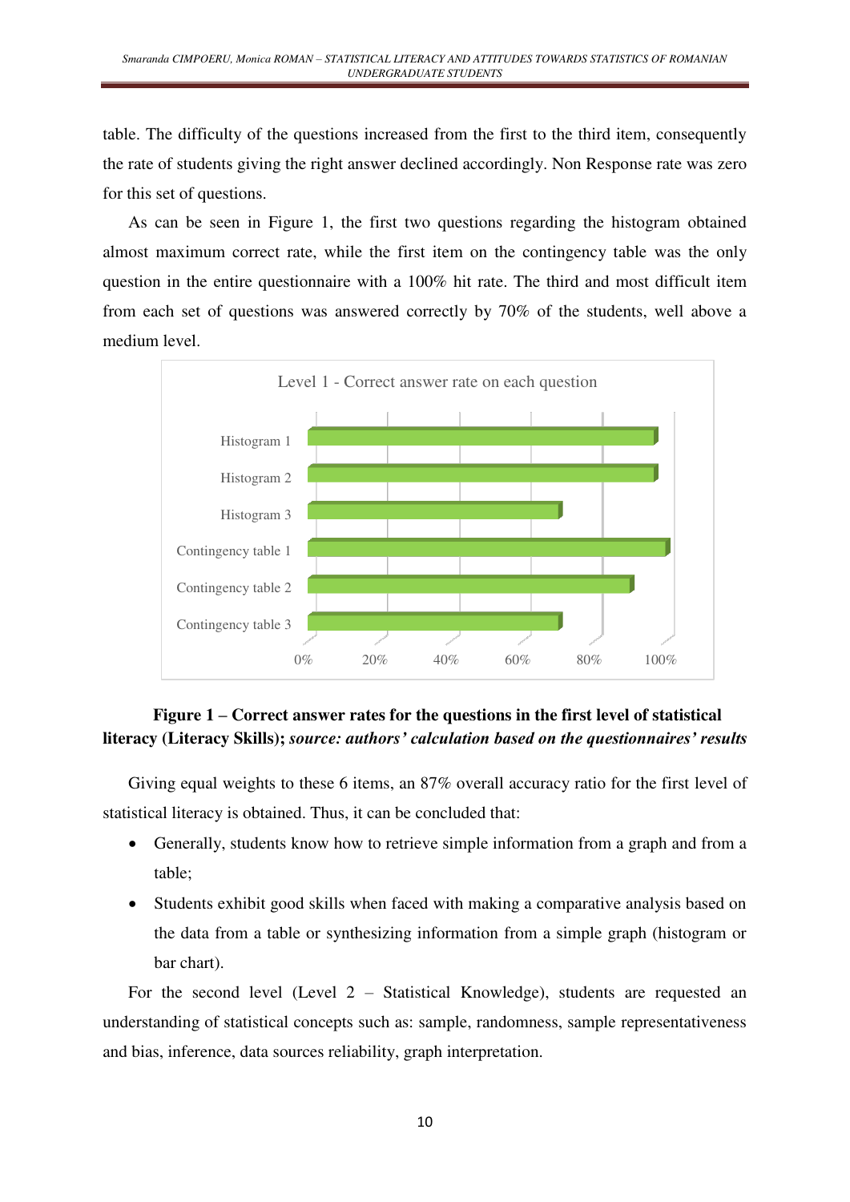table. The difficulty of the questions increased from the first to the third item, consequently the rate of students giving the right answer declined accordingly. Non Response rate was zero for this set of questions.

As can be seen in Figure 1, the first two questions regarding the histogram obtained almost maximum correct rate, while the first item on the contingency table was the only question in the entire questionnaire with a 100% hit rate. The third and most difficult item from each set of questions was answered correctly by 70% of the students, well above a medium level.

**Figure 1 – Correct answer rates for the questions in the first level of statistical literacy (Literacy Skills);** ***source: authors' calculation based on the questionnaires' results***

Giving equal weights to these 6 items, an 87% overall accuracy ratio for the first level of statistical literacy is obtained. Thus, it can be concluded that:

- Generally, students know how to retrieve simple information from a graph and from a table;
- Students exhibit good skills when faced with making a comparative analysis based on the data from a table or synthesizing information from a simple graph (histogram or bar chart).

For the second level (Level 2 – Statistical Knowledge), students are requested an understanding of statistical concepts such as: sample, randomness, sample representativeness and bias, inference, data sources reliability, graph interpretation.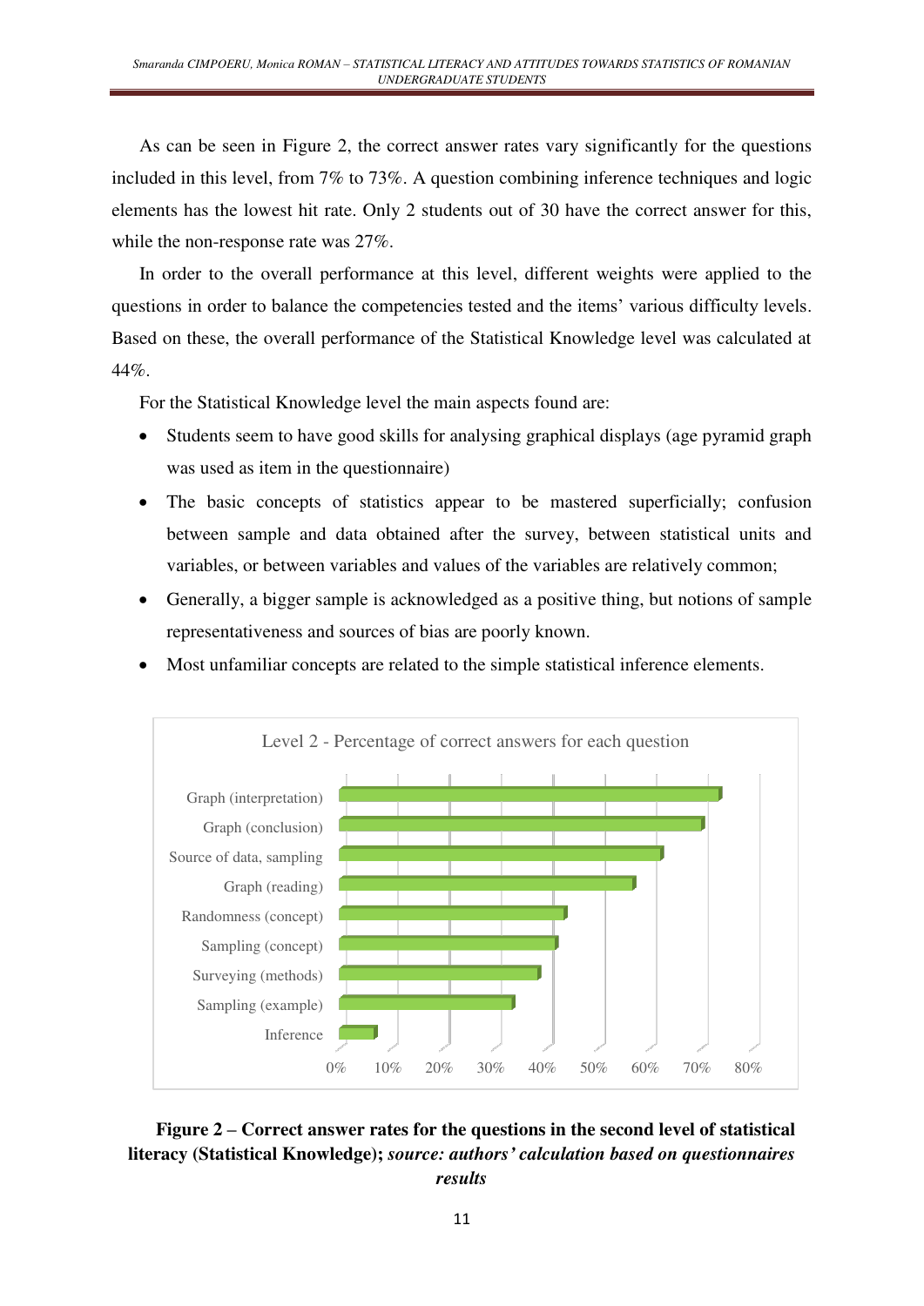As can be seen in Figure 2, the correct answer rates vary significantly for the questions included in this level, from 7% to 73%. A question combining inference techniques and logic elements has the lowest hit rate. Only 2 students out of 30 have the correct answer for this, while the non-response rate was 27%.

In order to the overall performance at this level, different weights were applied to the questions in order to balance the competencies tested and the items' various difficulty levels. Based on these, the overall performance of the Statistical Knowledge level was calculated at 44%.

For the Statistical Knowledge level the main aspects found are:

- Students seem to have good skills for analysing graphical displays (age pyramid graph was used as item in the questionnaire)
- The basic concepts of statistics appear to be mastered superficially; confusion between sample and data obtained after the survey, between statistical units and variables, or between variables and values of the variables are relatively common;
- Generally, a bigger sample is acknowledged as a positive thing, but notions of sample representativeness and sources of bias are poorly known.
- Most unfamiliar concepts are related to the simple statistical inference elements.

Level 2 - Percentage of correct answers for each question

- Graph (interpretation)
- Graph (conclusion)
- Source of data, sampling
- Graph (reading)
- Randomness (concept)
- Sampling (concept)
- Surveying (methods)
- Sampling (example)
- Inference

0% 10% 20% 30% 40% 50% 60% 70% 80%

**Figure 2 – Correct answer rates for the questions in the second level of statistical literacy (Statistical Knowledge);** ***source: authors' calculation based on questionnaires results***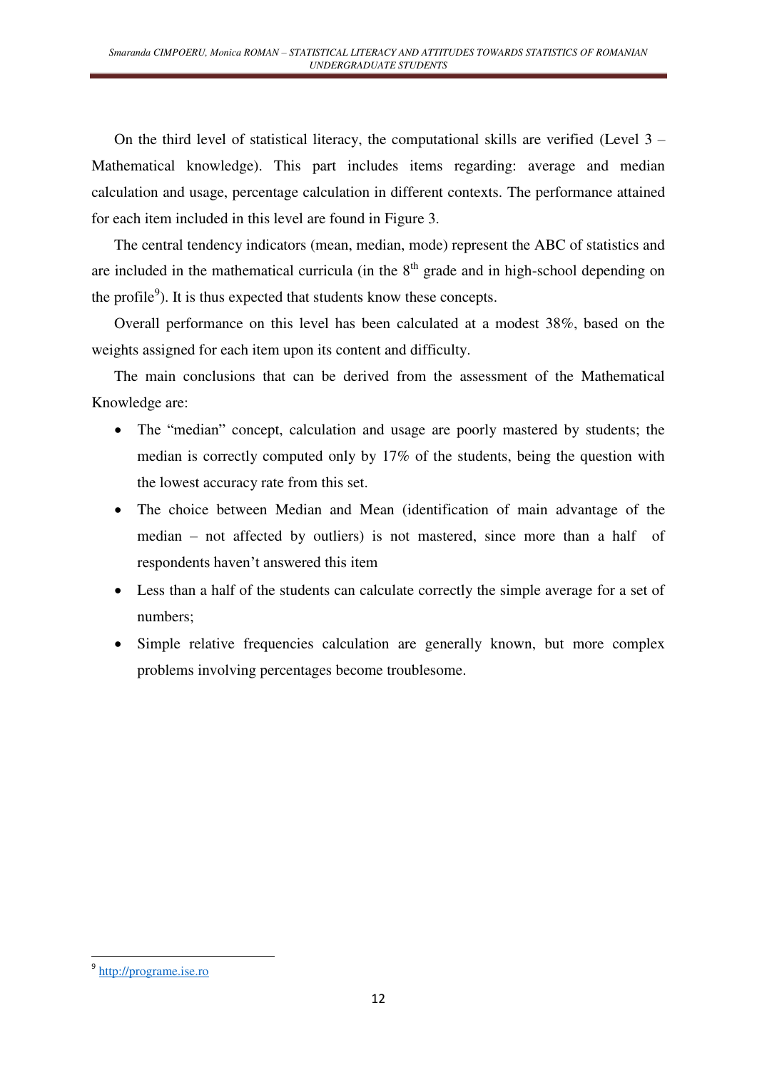On the third level of statistical literacy, the computational skills are verified (Level 3 – Mathematical knowledge). This part includes items regarding: average and median calculation and usage, percentage calculation in different contexts. The performance attained for each item included in this level are found in Figure 3.

The central tendency indicators (mean, median, mode) represent the ABC of statistics and are included in the mathematical curricula (in the 8th grade and in high-school depending on the profile[9]). It is thus expected that students know these concepts.

Overall performance on this level has been calculated at a modest 38%, based on the weights assigned for each item upon its content and difficulty.

The main conclusions that can be derived from the assessment of the Mathematical Knowledge are:

- The "median" concept, calculation and usage are poorly mastered by students; the median is correctly computed only by 17% of the students, being the question with the lowest accuracy rate from this set.
- The choice between Median and Mean (identification of main advantage of the median – not affected by outliers) is not mastered, since more than a half of respondents haven't answered this item
- Less than a half of the students can calculate correctly the simple average for a set of numbers;
- Simple relative frequencies calculation are generally known, but more complex problems involving percentages become troublesome.

[9] http://programe.ise.ro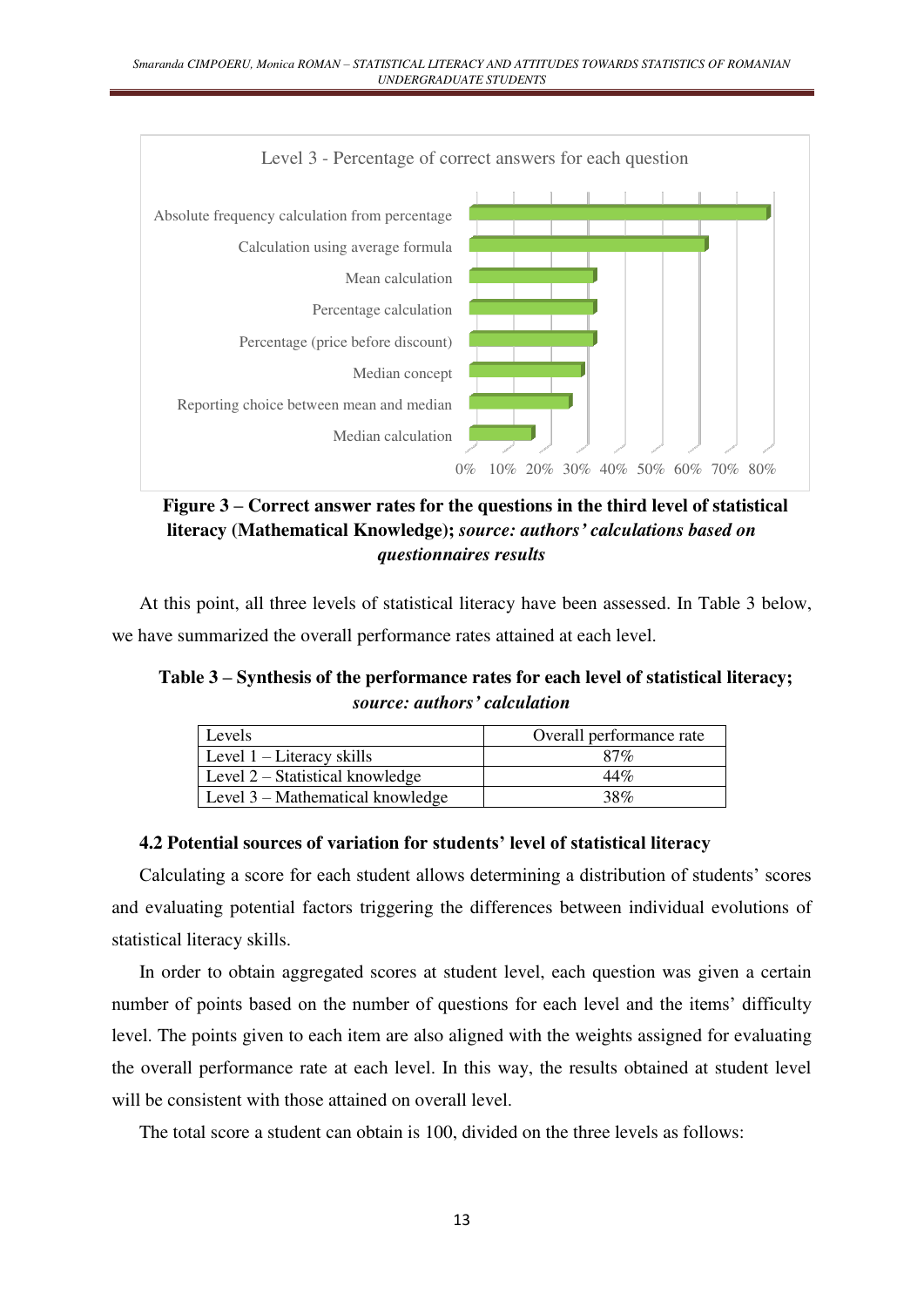**Figure 3 – Correct answer rates for the questions in the third level of statistical literacy (Mathematical Knowledge);** ***source: authors' calculations based on questionnaires results***

At this point, all three levels of statistical literacy have been assessed. In Table 3 below, we have summarized the overall performance rates attained at each level.

**Table 3 – Synthesis of the performance rates for each level of statistical literacy;** ***source: authors' calculation***

| Levels | Overall performance rate |
|---|---|
| Level 1 – Literacy skills | 87% |
| Level 2 – Statistical knowledge | 44% |
| Level 3 – Mathematical knowledge | 38% |

### 4.2 Potential sources of variation for students' level of statistical literacy

Calculating a score for each student allows determining a distribution of students' scores and evaluating potential factors triggering the differences between individual evolutions of statistical literacy skills.

In order to obtain aggregated scores at student level, each question was given a certain number of points based on the number of questions for each level and the items' difficulty level. The points given to each item are also aligned with the weights assigned for evaluating the overall performance rate at each level. In this way, the results obtained at student level will be consistent with those attained on overall level.

The total score a student can obtain is 100, divided on the three levels as follows: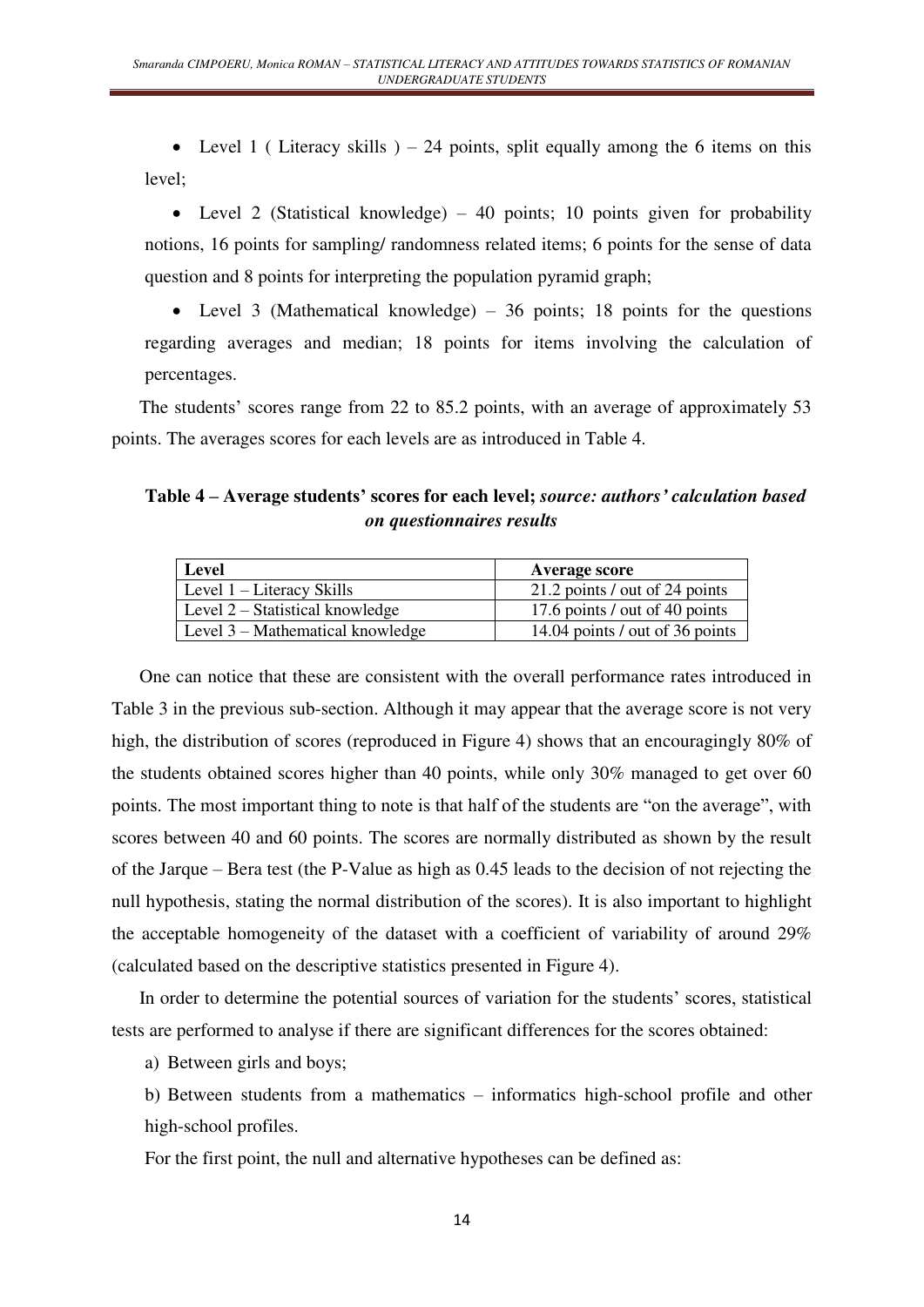- Level 1 ( Literacy skills ) – 24 points, split equally among the 6 items on this level;
- Level 2 (Statistical knowledge) – 40 points; 10 points given for probability notions, 16 points for sampling/ randomness related items; 6 points for the sense of data question and 8 points for interpreting the population pyramid graph;
- Level 3 (Mathematical knowledge) – 36 points; 18 points for the questions regarding averages and median; 18 points for items involving the calculation of percentages.

The students' scores range from 22 to 85.2 points, with an average of approximately 53 points. The averages scores for each levels are as introduced in Table 4.

**Table 4 – Average students' scores for each level;** ***source: authors' calculation based on questionnaires results***

| Level | Average score |
|---|---|
| Level 1 – Literacy Skills | 21.2 points / out of 24 points |
| Level 2 – Statistical knowledge | 17.6 points / out of 40 points |
| Level 3 – Mathematical knowledge | 14.04 points / out of 36 points |

One can notice that these are consistent with the overall performance rates introduced in Table 3 in the previous sub-section. Although it may appear that the average score is not very high, the distribution of scores (reproduced in Figure 4) shows that an encouragingly 80% of the students obtained scores higher than 40 points, while only 30% managed to get over 60 points. The most important thing to note is that half of the students are "on the average", with scores between 40 and 60 points. The scores are normally distributed as shown by the result of the Jarque – Bera test (the P-Value as high as 0.45 leads to the decision of not rejecting the null hypothesis, stating the normal distribution of the scores). It is also important to highlight the acceptable homogeneity of the dataset with a coefficient of variability of around 29% (calculated based on the descriptive statistics presented in Figure 4).

In order to determine the potential sources of variation for the students' scores, statistical tests are performed to analyse if there are significant differences for the scores obtained:

a) Between girls and boys;

b) Between students from a mathematics – informatics high-school profile and other high-school profiles.

For the first point, the null and alternative hypotheses can be defined as: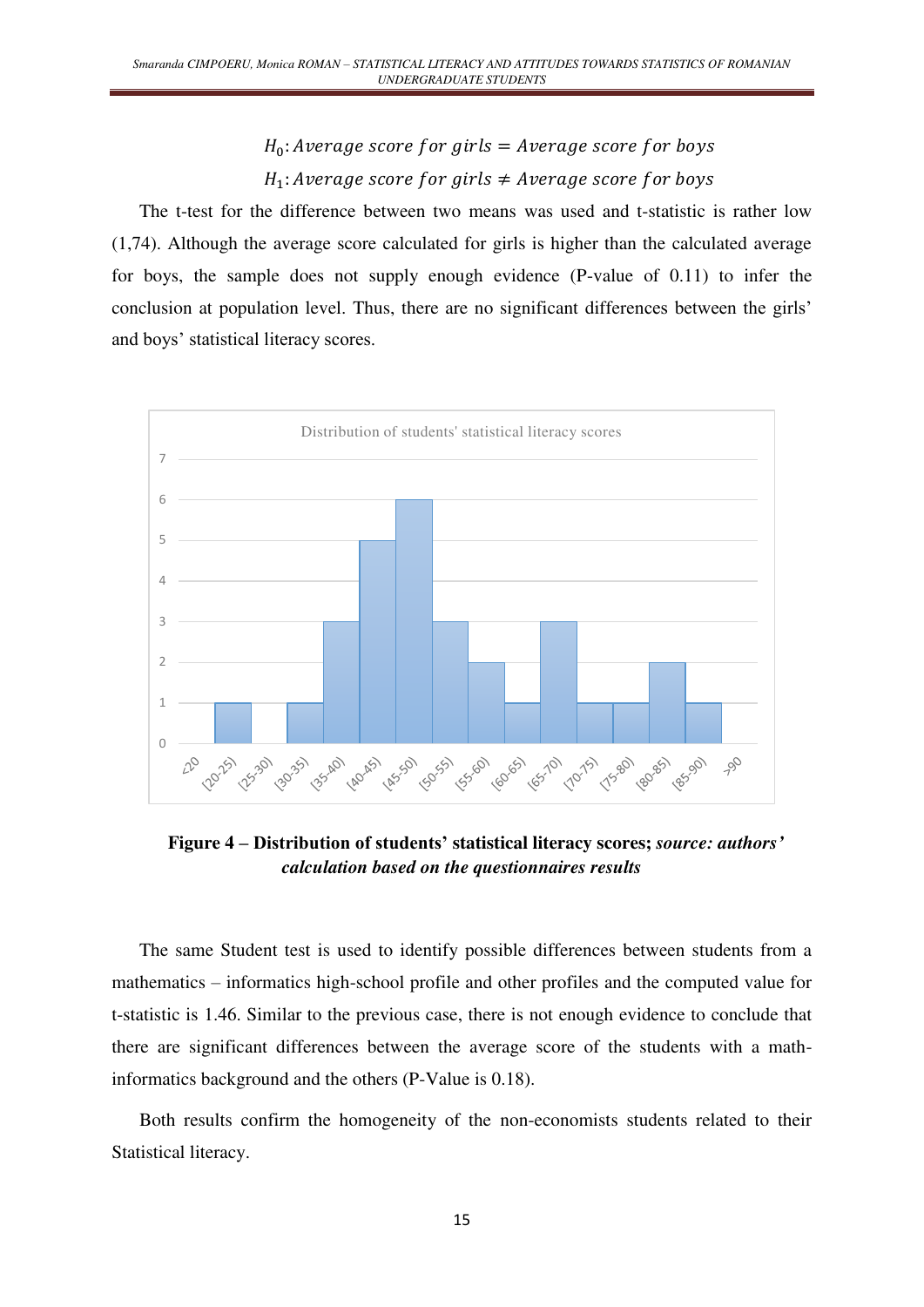$$H_0: Average\ score\ for\ girls = Average\ score\ for\ boys$$
$$H_1: Average\ score\ for\ girls \neq Average\ score\ for\ boys$$

The t-test for the difference between two means was used and t-statistic is rather low (1,74). Although the average score calculated for girls is higher than the calculated average for boys, the sample does not supply enough evidence (P-value of 0.11) to infer the conclusion at population level. Thus, there are no significant differences between the girls' and boys' statistical literacy scores.

**Figure 4 – Distribution of students' statistical literacy scores; *source: authors' calculation based on the questionnaires results***

The same Student test is used to identify possible differences between students from a mathematics – informatics high-school profile and other profiles and the computed value for t-statistic is 1.46. Similar to the previous case, there is not enough evidence to conclude that there are significant differences between the average score of the students with a math-informatics background and the others (P-Value is 0.18).

Both results confirm the homogeneity of the non-economists students related to their Statistical literacy.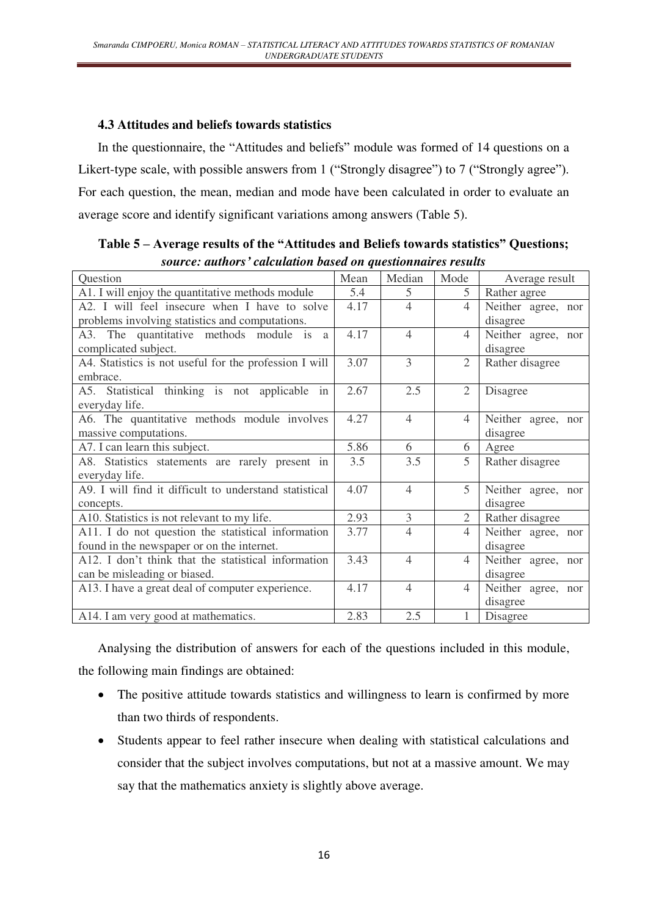### 4.3 Attitudes and beliefs towards statistics

In the questionnaire, the "Attitudes and beliefs" module was formed of 14 questions on a Likert-type scale, with possible answers from 1 ("Strongly disagree") to 7 ("Strongly agree"). For each question, the mean, median and mode have been calculated in order to evaluate an average score and identify significant variations among answers (Table 5).

**Table 5 – Average results of the "Attitudes and Beliefs towards statistics" Questions; *source: authors' calculation based on questionnaires results***

| Question | Mean | Median | Mode | Average result |
|---|---|---|---|---|
| A1. I will enjoy the quantitative methods module | 5.4 | 5 | 5 | Rather agree |
| A2. I will feel insecure when I have to solve problems involving statistics and computations. | 4.17 | 4 | 4 | Neither agree, nor disagree |
| A3. The quantitative methods module is a complicated subject. | 4.17 | 4 | 4 | Neither agree, nor disagree |
| A4. Statistics is not useful for the profession I will embrace. | 3.07 | 3 | 2 | Rather disagree |
| A5. Statistical thinking is not applicable in everyday life. | 2.67 | 2.5 | 2 | Disagree |
| A6. The quantitative methods module involves massive computations. | 4.27 | 4 | 4 | Neither agree, nor disagree |
| A7. I can learn this subject. | 5.86 | 6 | 6 | Agree |
| A8. Statistics statements are rarely present in everyday life. | 3.5 | 3.5 | 5 | Rather disagree |
| A9. I will find it difficult to understand statistical concepts. | 4.07 | 4 | 5 | Neither agree, nor disagree |
| A10. Statistics is not relevant to my life. | 2.93 | 3 | 2 | Rather disagree |
| A11. I do not question the statistical information found in the newspaper or on the internet. | 3.77 | 4 | 4 | Neither agree, nor disagree |
| A12. I don't think that the statistical information can be misleading or biased. | 3.43 | 4 | 4 | Neither agree, nor disagree |
| A13. I have a great deal of computer experience. | 4.17 | 4 | 4 | Neither agree, nor disagree |
| A14. I am very good at mathematics. | 2.83 | 2.5 | 1 | Disagree |

Analysing the distribution of answers for each of the questions included in this module, the following main findings are obtained:

- The positive attitude towards statistics and willingness to learn is confirmed by more than two thirds of respondents.
- Students appear to feel rather insecure when dealing with statistical calculations and consider that the subject involves computations, but not at a massive amount. We may say that the mathematics anxiety is slightly above average.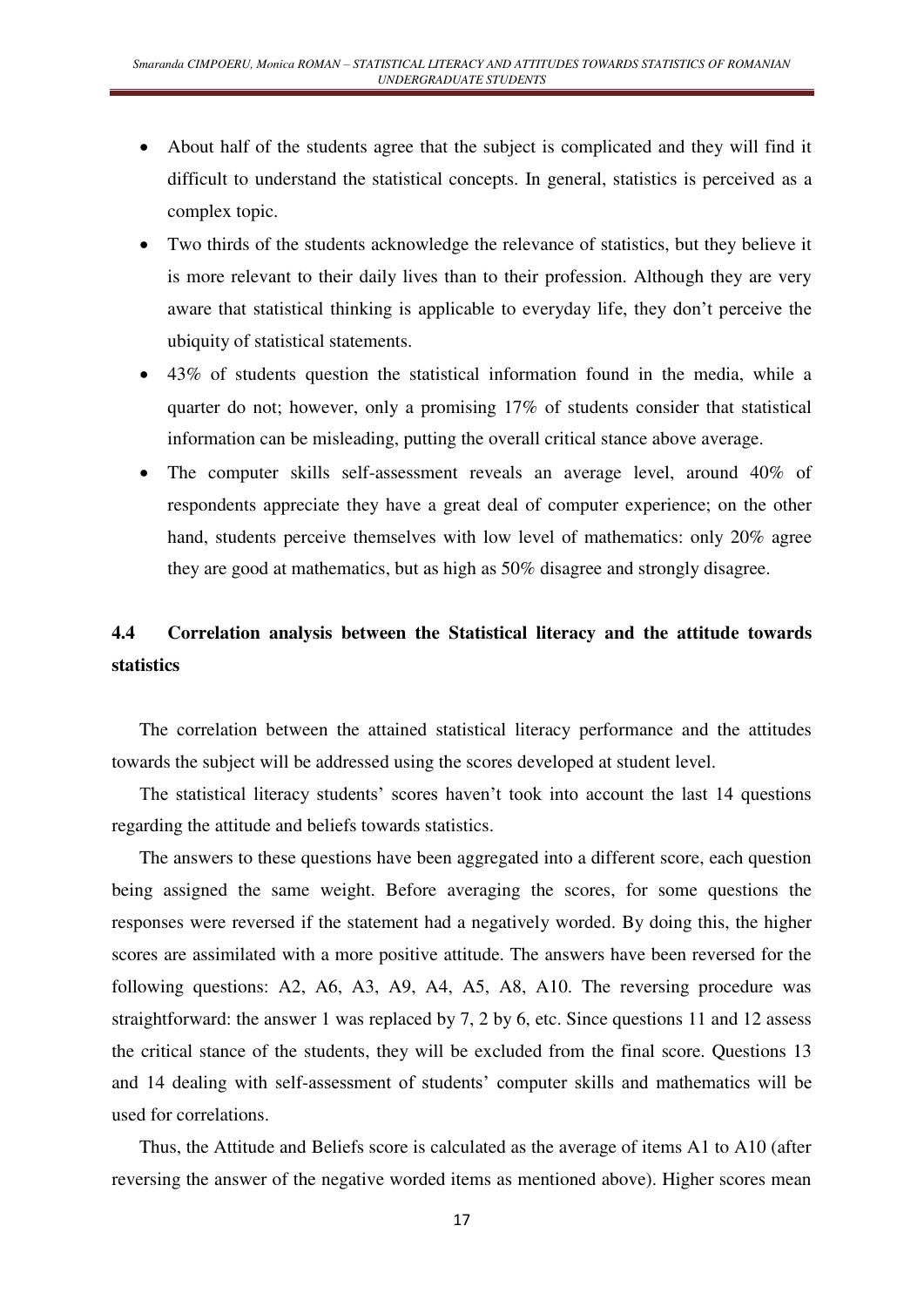- About half of the students agree that the subject is complicated and they will find it difficult to understand the statistical concepts. In general, statistics is perceived as a complex topic.
- Two thirds of the students acknowledge the relevance of statistics, but they believe it is more relevant to their daily lives than to their profession. Although they are very aware that statistical thinking is applicable to everyday life, they don't perceive the ubiquity of statistical statements.
- 43% of students question the statistical information found in the media, while a quarter do not; however, only a promising 17% of students consider that statistical information can be misleading, putting the overall critical stance above average.
- The computer skills self-assessment reveals an average level, around 40% of respondents appreciate they have a great deal of computer experience; on the other hand, students perceive themselves with low level of mathematics: only 20% agree they are good at mathematics, but as high as 50% disagree and strongly disagree.

### 4.4 Correlation analysis between the Statistical literacy and the attitude towards statistics

The correlation between the attained statistical literacy performance and the attitudes towards the subject will be addressed using the scores developed at student level.

The statistical literacy students' scores haven't took into account the last 14 questions regarding the attitude and beliefs towards statistics.

The answers to these questions have been aggregated into a different score, each question being assigned the same weight. Before averaging the scores, for some questions the responses were reversed if the statement had a negatively worded. By doing this, the higher scores are assimilated with a more positive attitude. The answers have been reversed for the following questions: A2, A6, A3, A9, A4, A5, A8, A10. The reversing procedure was straightforward: the answer 1 was replaced by 7, 2 by 6, etc. Since questions 11 and 12 assess the critical stance of the students, they will be excluded from the final score. Questions 13 and 14 dealing with self-assessment of students' computer skills and mathematics will be used for correlations.

Thus, the Attitude and Beliefs score is calculated as the average of items A1 to A10 (after reversing the answer of the negative worded items as mentioned above). Higher scores mean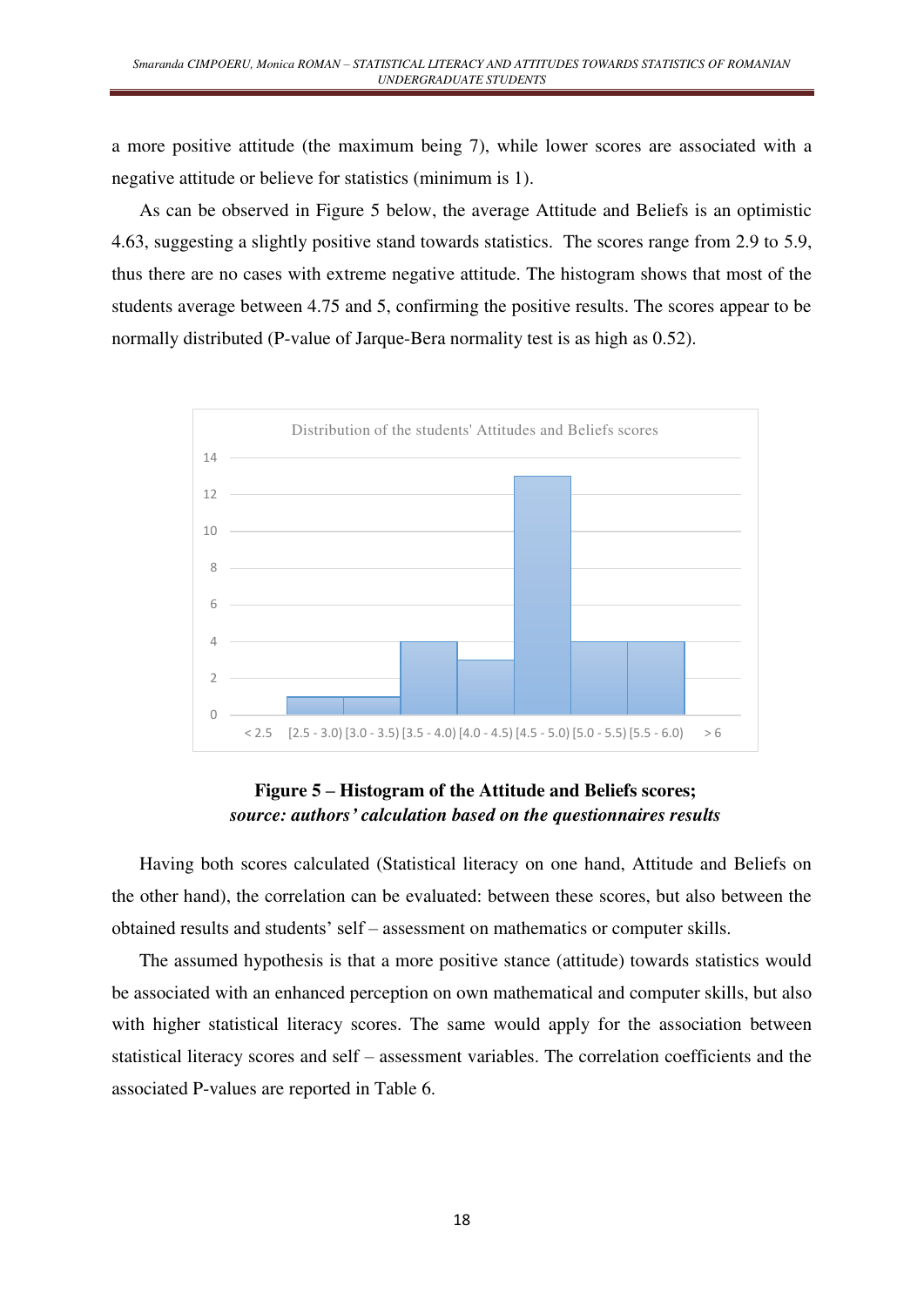a more positive attitude (the maximum being 7), while lower scores are associated with a negative attitude or believe for statistics (minimum is 1).

As can be observed in Figure 5 below, the average Attitude and Beliefs is an optimistic 4.63, suggesting a slightly positive stand towards statistics. The scores range from 2.9 to 5.9, thus there are no cases with extreme negative attitude. The histogram shows that most of the students average between 4.75 and 5, confirming the positive results. The scores appear to be normally distributed (P-value of Jarque-Bera normality test is as high as 0.52).

**Figure 5 – Histogram of the Attitude and Beliefs scores;**
***source: authors' calculation based on the questionnaires results***

Having both scores calculated (Statistical literacy on one hand, Attitude and Beliefs on the other hand), the correlation can be evaluated: between these scores, but also between the obtained results and students' self – assessment on mathematics or computer skills.

The assumed hypothesis is that a more positive stance (attitude) towards statistics would be associated with an enhanced perception on own mathematical and computer skills, but also with higher statistical literacy scores. The same would apply for the association between statistical literacy scores and self – assessment variables. The correlation coefficients and the associated P-values are reported in Table 6.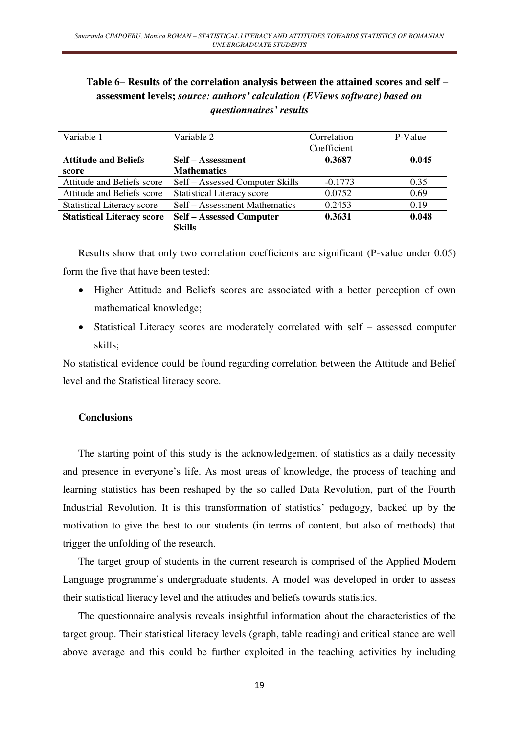**Table 6– Results of the correlation analysis between the attained scores and self – assessment levels;** ***source: authors' calculation (EViews software) based on questionnaires' results***

| Variable 1 | Variable 2 | Correlation Coefficient | P-Value |
|---|---|---|---|
| **Attitude and Beliefs score** | **Self – Assessment Mathematics** | **0.3687** | **0.045** |
| Attitude and Beliefs score | Self – Assessed Computer Skills | -0.1773 | 0.35 |
| Attitude and Beliefs score | Statistical Literacy score | 0.0752 | 0.69 |
| Statistical Literacy score | Self – Assessment Mathematics | 0.2453 | 0.19 |
| **Statistical Literacy score** | **Self – Assessed Computer Skills** | **0.3631** | **0.048** |

Results show that only two correlation coefficients are significant (P-value under 0.05) form the five that have been tested:

- Higher Attitude and Beliefs scores are associated with a better perception of own mathematical knowledge;
- Statistical Literacy scores are moderately correlated with self – assessed computer skills;

No statistical evidence could be found regarding correlation between the Attitude and Belief level and the Statistical literacy score.

## Conclusions

The starting point of this study is the acknowledgement of statistics as a daily necessity and presence in everyone's life. As most areas of knowledge, the process of teaching and learning statistics has been reshaped by the so called Data Revolution, part of the Fourth Industrial Revolution. It is this transformation of statistics' pedagogy, backed up by the motivation to give the best to our students (in terms of content, but also of methods) that trigger the unfolding of the research.

The target group of students in the current research is comprised of the Applied Modern Language programme's undergraduate students. A model was developed in order to assess their statistical literacy level and the attitudes and beliefs towards statistics.

The questionnaire analysis reveals insightful information about the characteristics of the target group. Their statistical literacy levels (graph, table reading) and critical stance are well above average and this could be further exploited in the teaching activities by including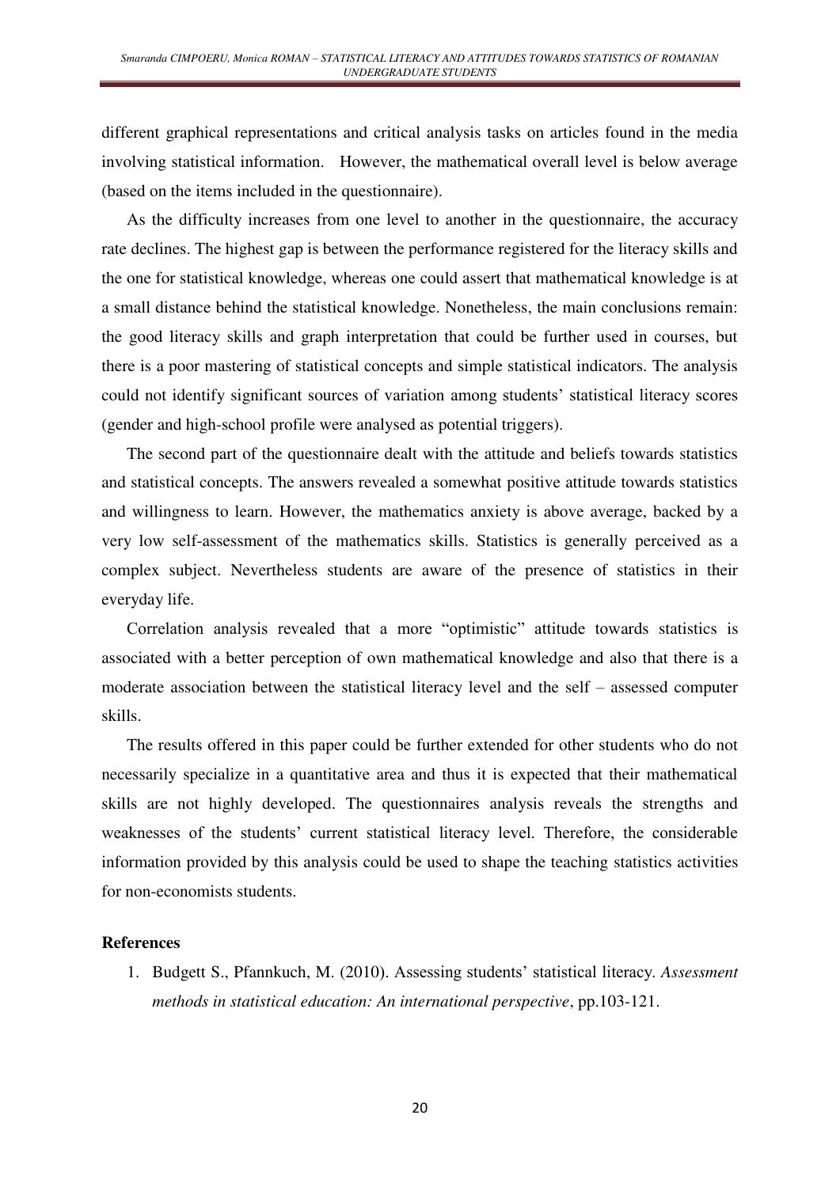different graphical representations and critical analysis tasks on articles found in the media involving statistical information.   However, the mathematical overall level is below average (based on the items included in the questionnaire).

As the difficulty increases from one level to another in the questionnaire, the accuracy rate declines. The highest gap is between the performance registered for the literacy skills and the one for statistical knowledge, whereas one could assert that mathematical knowledge is at a small distance behind the statistical knowledge. Nonetheless, the main conclusions remain: the good literacy skills and graph interpretation that could be further used in courses, but there is a poor mastering of statistical concepts and simple statistical indicators. The analysis could not identify significant sources of variation among students' statistical literacy scores (gender and high-school profile were analysed as potential triggers).

The second part of the questionnaire dealt with the attitude and beliefs towards statistics and statistical concepts. The answers revealed a somewhat positive attitude towards statistics and willingness to learn. However, the mathematics anxiety is above average, backed by a very low self-assessment of the mathematics skills. Statistics is generally perceived as a complex subject. Nevertheless students are aware of the presence of statistics in their everyday life.

Correlation analysis revealed that a more "optimistic" attitude towards statistics is associated with a better perception of own mathematical knowledge and also that there is a moderate association between the statistical literacy level and the self – assessed computer skills.

The results offered in this paper could be further extended for other students who do not necessarily specialize in a quantitative area and thus it is expected that their mathematical skills are not highly developed. The questionnaires analysis reveals the strengths and weaknesses of the students' current statistical literacy level. Therefore, the considerable information provided by this analysis could be used to shape the teaching statistics activities for non-economists students.

**References**

1. Budgett S., Pfannkuch, M. (2010). Assessing students' statistical literacy. *Assessment methods in statistical education: An international perspective*, pp.103-121.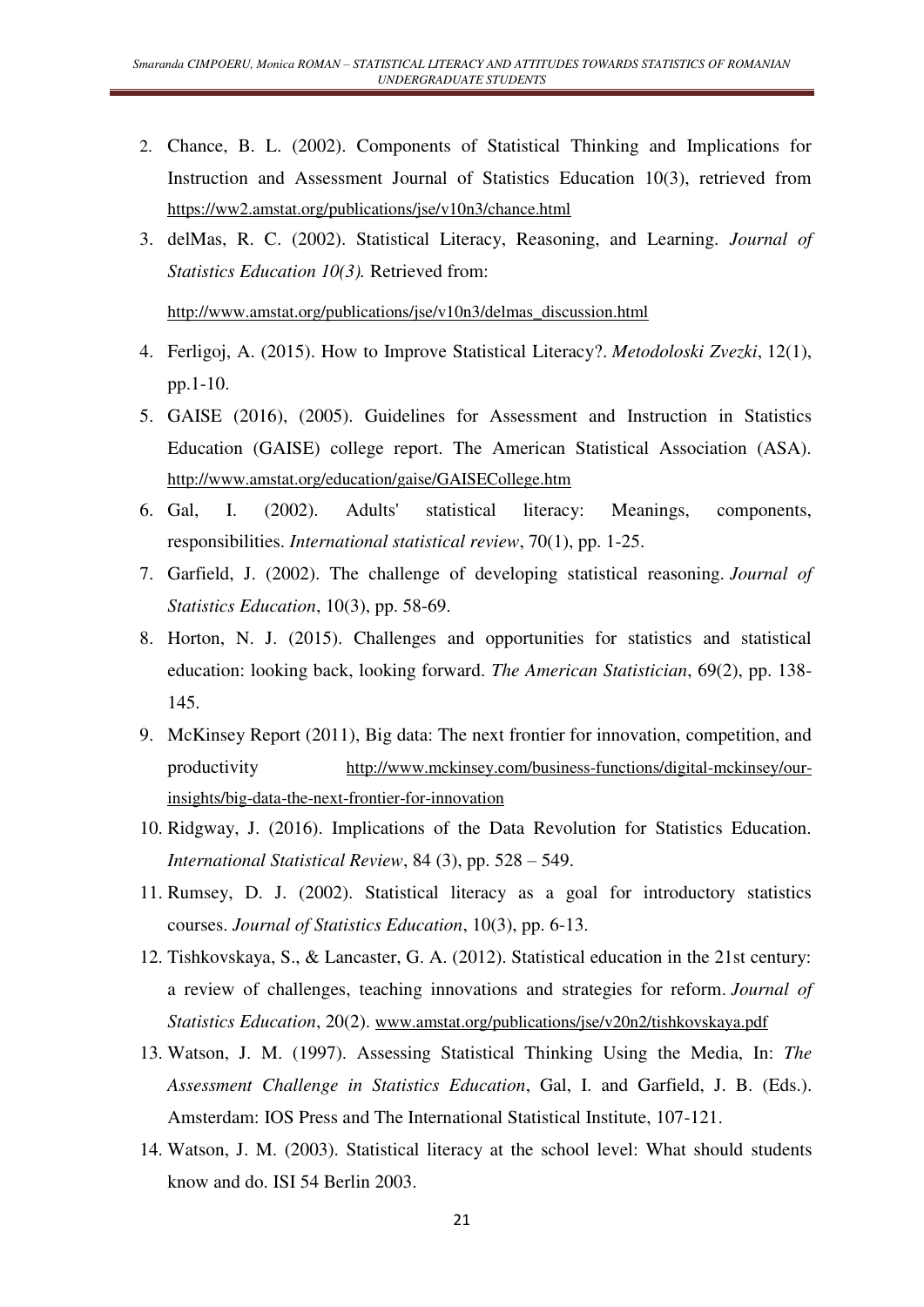2. Chance, B. L. (2002). Components of Statistical Thinking and Implications for Instruction and Assessment Journal of Statistics Education 10(3), retrieved from https://ww2.amstat.org/publications/jse/v10n3/chance.html
3. delMas, R. C. (2002). Statistical Literacy, Reasoning, and Learning. *Journal of Statistics Education 10(3).* Retrieved from: http://www.amstat.org/publications/jse/v10n3/delmas_discussion.html
4. Ferligoj, A. (2015). How to Improve Statistical Literacy?. *Metodoloski Zvezki*, 12(1), pp.1-10.
5. GAISE (2016), (2005). Guidelines for Assessment and Instruction in Statistics Education (GAISE) college report. The American Statistical Association (ASA). http://www.amstat.org/education/gaise/GAISECollege.htm
6. Gal, I. (2002). Adults' statistical literacy: Meanings, components, responsibilities. *International statistical review*, 70(1), pp. 1-25.
7. Garfield, J. (2002). The challenge of developing statistical reasoning. *Journal of Statistics Education*, 10(3), pp. 58-69.
8. Horton, N. J. (2015). Challenges and opportunities for statistics and statistical education: looking back, looking forward. *The American Statistician*, 69(2), pp. 138-145.
9. McKinsey Report (2011), Big data: The next frontier for innovation, competition, and productivity http://www.mckinsey.com/business-functions/digital-mckinsey/our-insights/big-data-the-next-frontier-for-innovation
10. Ridgway, J. (2016). Implications of the Data Revolution for Statistics Education. *International Statistical Review*, 84 (3), pp. 528 – 549.
11. Rumsey, D. J. (2002). Statistical literacy as a goal for introductory statistics courses. *Journal of Statistics Education*, 10(3), pp. 6-13.
12. Tishkovskaya, S., & Lancaster, G. A. (2012). Statistical education in the 21st century: a review of challenges, teaching innovations and strategies for reform. *Journal of Statistics Education*, 20(2). www.amstat.org/publications/jse/v20n2/tishkovskaya.pdf
13. Watson, J. M. (1997). Assessing Statistical Thinking Using the Media, In: *The Assessment Challenge in Statistics Education*, Gal, I. and Garfield, J. B. (Eds.). Amsterdam: IOS Press and The International Statistical Institute, 107-121.
14. Watson, J. M. (2003). Statistical literacy at the school level: What should students know and do. ISI 54 Berlin 2003.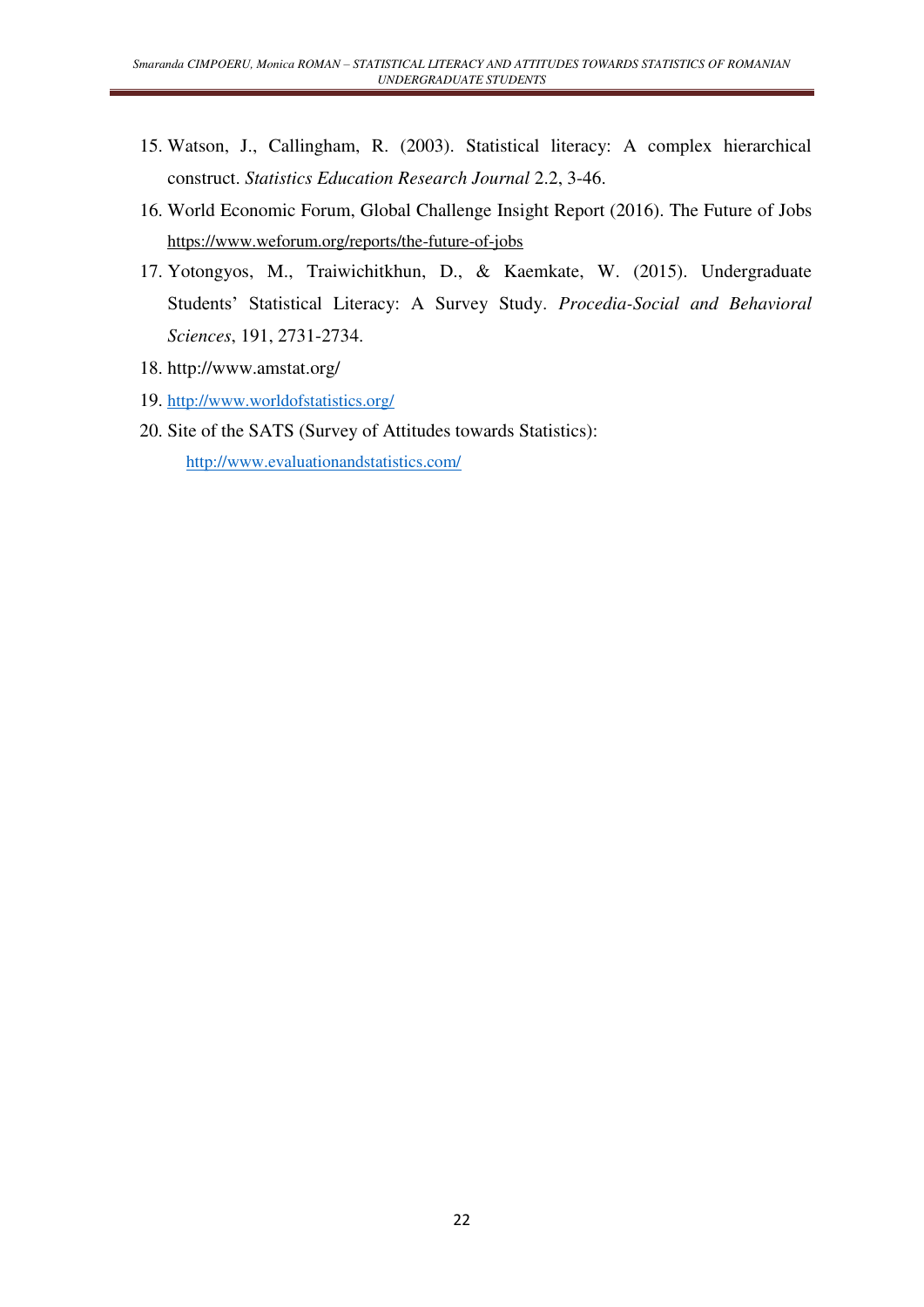15. Watson, J., Callingham, R. (2003). Statistical literacy: A complex hierarchical construct. *Statistics Education Research Journal* 2.2, 3-46.
16. World Economic Forum, Global Challenge Insight Report (2016). The Future of Jobs https://www.weforum.org/reports/the-future-of-jobs
17. Yotongyos, M., Traiwichitkhun, D., & Kaemkate, W. (2015). Undergraduate Students' Statistical Literacy: A Survey Study. *Procedia-Social and Behavioral Sciences*, 191, 2731-2734.
18. http://www.amstat.org/
19. http://www.worldofstatistics.org/
20. Site of the SATS (Survey of Attitudes towards Statistics): http://www.evaluationandstatistics.com/